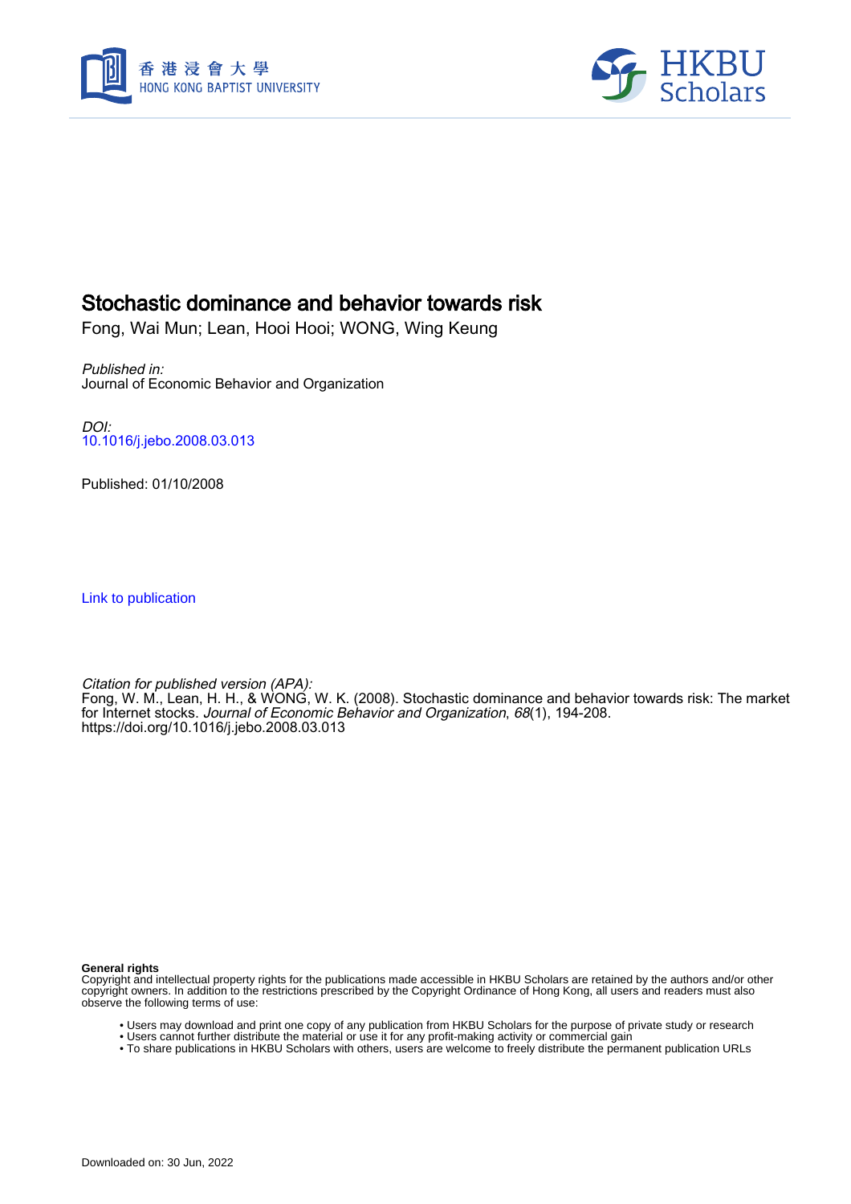# Stochastic dominance and behavior towards risk

Fong, Wai Mun; Lean, Hooi Hooi; WONG, Wing Keung

*Published in:*
Journal of Economic Behavior and Organization

*DOI:*
10.1016/j.jebo.2008.03.013

Published: 01/10/2008

Link to publication

*Citation for published version (APA):*
Fong, W. M., Lean, H. H., & WONG, W. K. (2008). Stochastic dominance and behavior towards risk: The market for Internet stocks. *Journal of Economic Behavior and Organization*, *68*(1), 194-208. https://doi.org/10.1016/j.jebo.2008.03.013

**General rights**
Copyright and intellectual property rights for the publications made accessible in HKBU Scholars are retained by the authors and/or other copyright owners. In addition to the restrictions prescribed by the Copyright Ordinance of Hong Kong, all users and readers must also observe the following terms of use:

- Users may download and print one copy of any publication from HKBU Scholars for the purpose of private study or research
- Users cannot further distribute the material or use it for any profit-making activity or commercial gain
- To share publications in HKBU Scholars with others, users are welcome to freely distribute the permanent publication URLs

Downloaded on: 30 Jun, 2022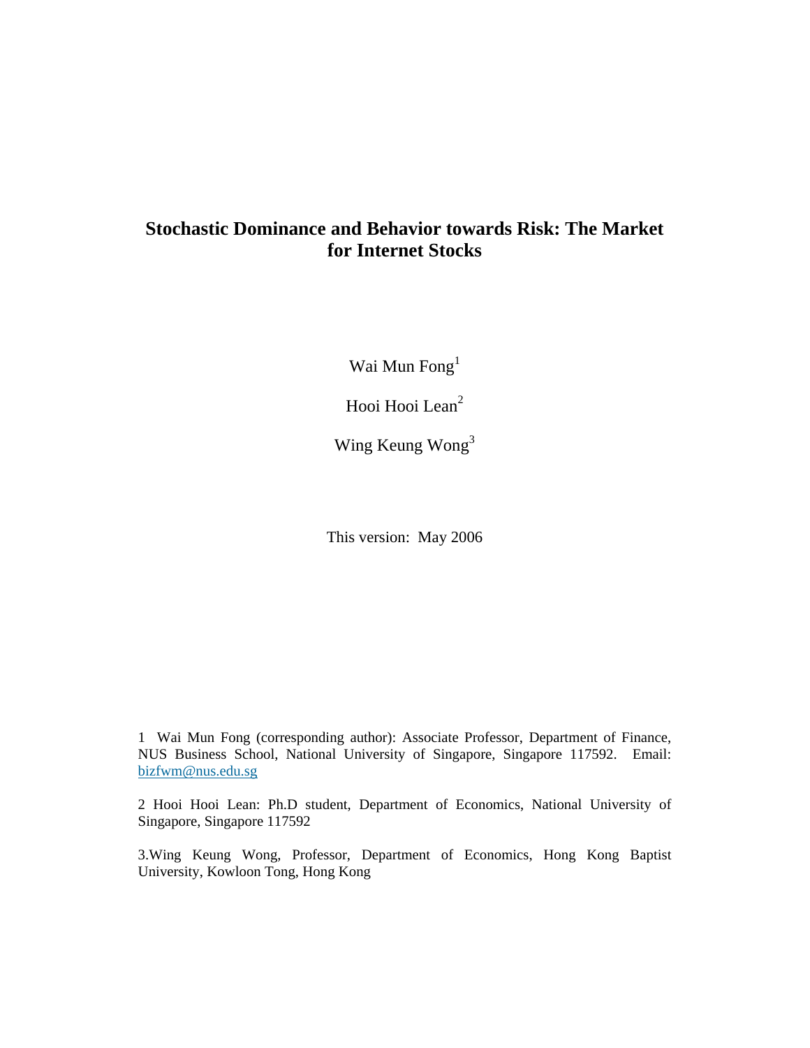# Stochastic Dominance and Behavior towards Risk: The Market for Internet Stocks

Wai Mun Fong[1]

Hooi Hooi Lean[2]

Wing Keung Wong[3]

This version: May 2006

1 Wai Mun Fong (corresponding author): Associate Professor, Department of Finance, NUS Business School, National University of Singapore, Singapore 117592. Email: bizfwm@nus.edu.sg

2 Hooi Hooi Lean: Ph.D student, Department of Economics, National University of Singapore, Singapore 117592

3.Wing Keung Wong, Professor, Department of Economics, Hong Kong Baptist University, Kowloon Tong, Hong Kong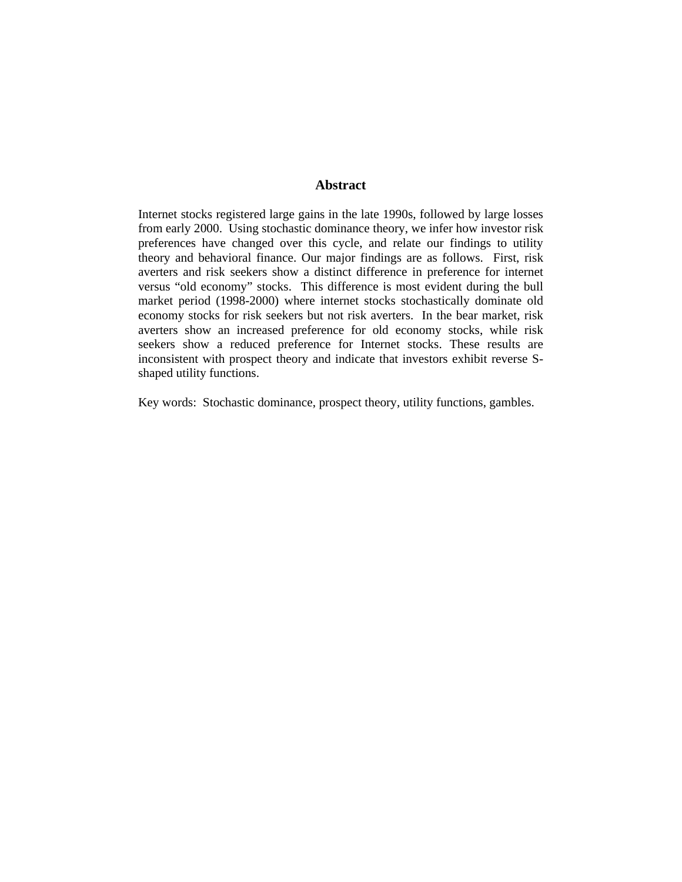## Abstract

Internet stocks registered large gains in the late 1990s, followed by large losses from early 2000. Using stochastic dominance theory, we infer how investor risk preferences have changed over this cycle, and relate our findings to utility theory and behavioral finance. Our major findings are as follows. First, risk averters and risk seekers show a distinct difference in preference for internet versus "old economy" stocks. This difference is most evident during the bull market period (1998-2000) where internet stocks stochastically dominate old economy stocks for risk seekers but not risk averters. In the bear market, risk averters show an increased preference for old economy stocks, while risk seekers show a reduced preference for Internet stocks. These results are inconsistent with prospect theory and indicate that investors exhibit reverse S-shaped utility functions.

Key words: Stochastic dominance, prospect theory, utility functions, gambles.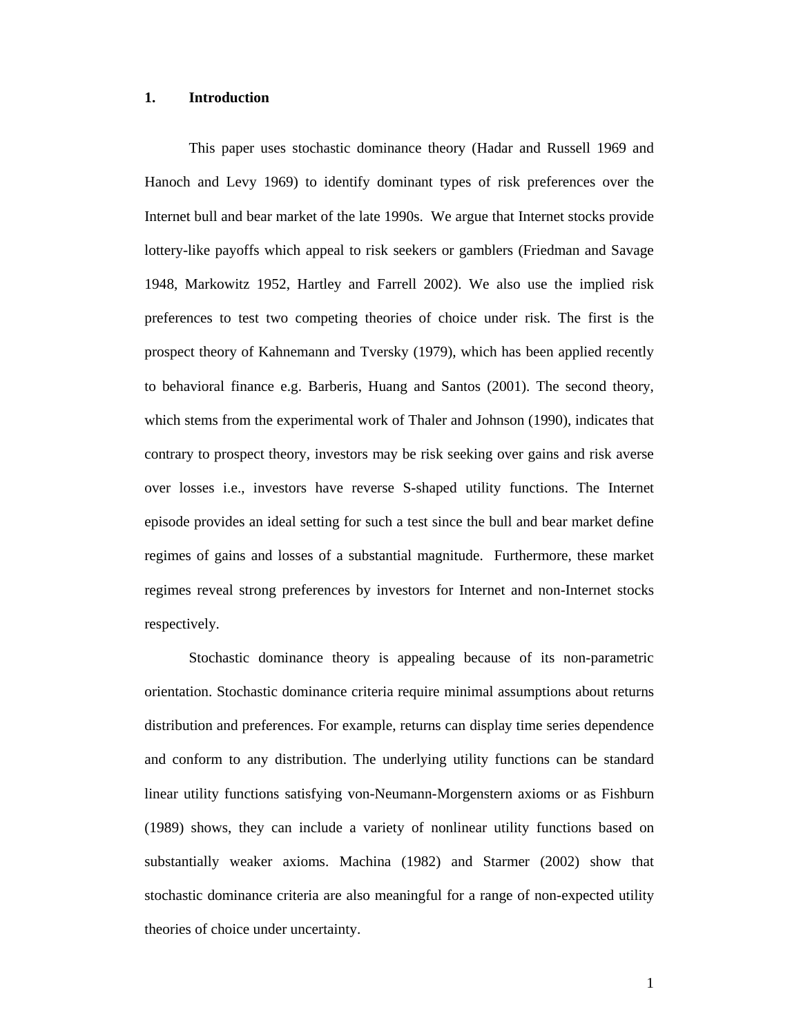# 1. Introduction

This paper uses stochastic dominance theory (Hadar and Russell 1969 and Hanoch and Levy 1969) to identify dominant types of risk preferences over the Internet bull and bear market of the late 1990s. We argue that Internet stocks provide lottery-like payoffs which appeal to risk seekers or gamblers (Friedman and Savage 1948, Markowitz 1952, Hartley and Farrell 2002). We also use the implied risk preferences to test two competing theories of choice under risk. The first is the prospect theory of Kahnemann and Tversky (1979), which has been applied recently to behavioral finance e.g. Barberis, Huang and Santos (2001). The second theory, which stems from the experimental work of Thaler and Johnson (1990), indicates that contrary to prospect theory, investors may be risk seeking over gains and risk averse over losses i.e., investors have reverse S-shaped utility functions. The Internet episode provides an ideal setting for such a test since the bull and bear market define regimes of gains and losses of a substantial magnitude. Furthermore, these market regimes reveal strong preferences by investors for Internet and non-Internet stocks respectively.

Stochastic dominance theory is appealing because of its non-parametric orientation. Stochastic dominance criteria require minimal assumptions about returns distribution and preferences. For example, returns can display time series dependence and conform to any distribution. The underlying utility functions can be standard linear utility functions satisfying von-Neumann-Morgenstern axioms or as Fishburn (1989) shows, they can include a variety of nonlinear utility functions based on substantially weaker axioms. Machina (1982) and Starmer (2002) show that stochastic dominance criteria are also meaningful for a range of non-expected utility theories of choice under uncertainty.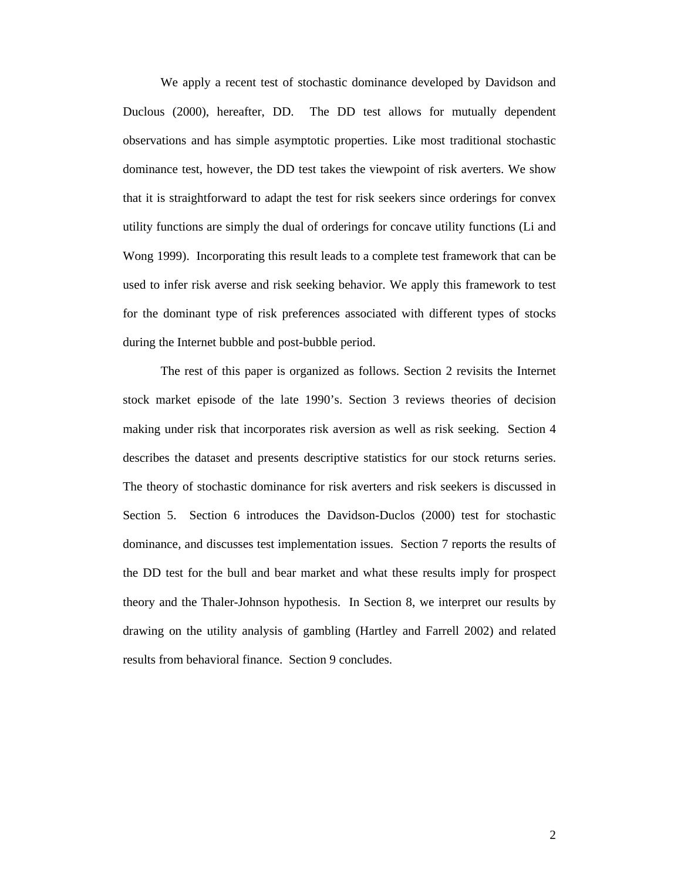We apply a recent test of stochastic dominance developed by Davidson and Duclous (2000), hereafter, DD. The DD test allows for mutually dependent observations and has simple asymptotic properties. Like most traditional stochastic dominance test, however, the DD test takes the viewpoint of risk averters. We show that it is straightforward to adapt the test for risk seekers since orderings for convex utility functions are simply the dual of orderings for concave utility functions (Li and Wong 1999). Incorporating this result leads to a complete test framework that can be used to infer risk averse and risk seeking behavior. We apply this framework to test for the dominant type of risk preferences associated with different types of stocks during the Internet bubble and post-bubble period.

The rest of this paper is organized as follows. Section 2 revisits the Internet stock market episode of the late 1990's. Section 3 reviews theories of decision making under risk that incorporates risk aversion as well as risk seeking. Section 4 describes the dataset and presents descriptive statistics for our stock returns series. The theory of stochastic dominance for risk averters and risk seekers is discussed in Section 5. Section 6 introduces the Davidson-Duclos (2000) test for stochastic dominance, and discusses test implementation issues. Section 7 reports the results of the DD test for the bull and bear market and what these results imply for prospect theory and the Thaler-Johnson hypothesis. In Section 8, we interpret our results by drawing on the utility analysis of gambling (Hartley and Farrell 2002) and related results from behavioral finance. Section 9 concludes.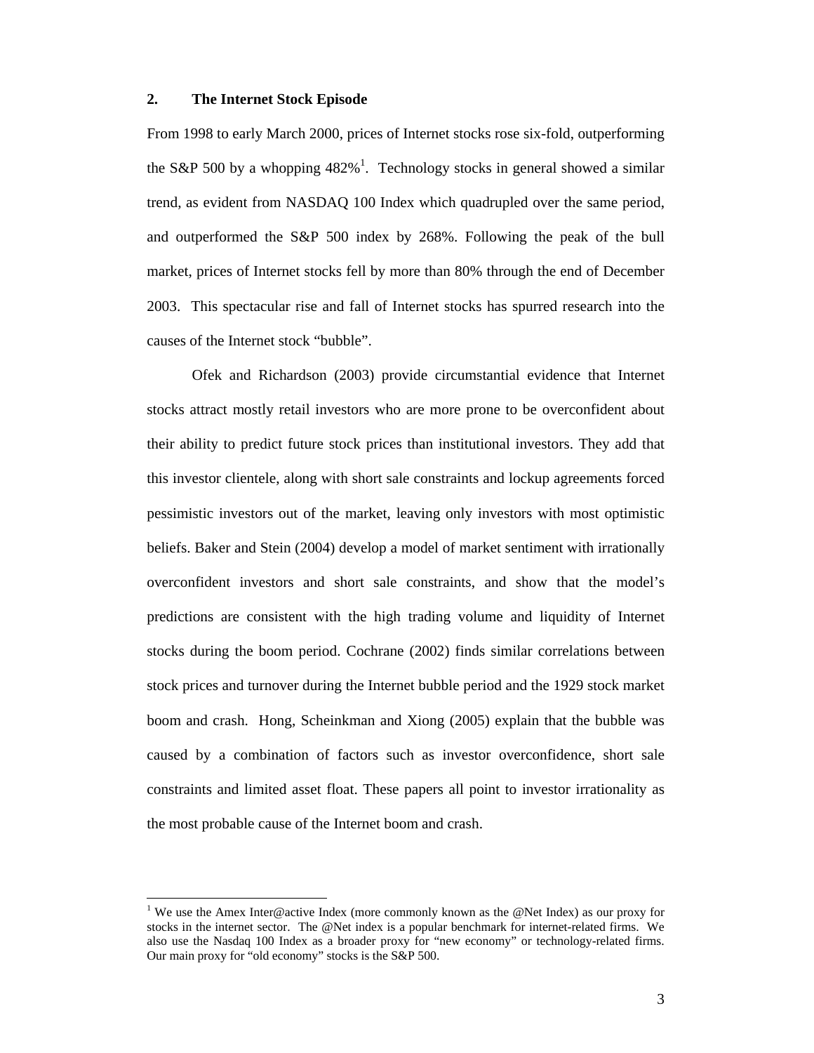## 2. The Internet Stock Episode

From 1998 to early March 2000, prices of Internet stocks rose six-fold, outperforming the S&P 500 by a whopping 482%[1]. Technology stocks in general showed a similar trend, as evident from NASDAQ 100 Index which quadrupled over the same period, and outperformed the S&P 500 index by 268%. Following the peak of the bull market, prices of Internet stocks fell by more than 80% through the end of December 2003. This spectacular rise and fall of Internet stocks has spurred research into the causes of the Internet stock "bubble".

Ofek and Richardson (2003) provide circumstantial evidence that Internet stocks attract mostly retail investors who are more prone to be overconfident about their ability to predict future stock prices than institutional investors. They add that this investor clientele, along with short sale constraints and lockup agreements forced pessimistic investors out of the market, leaving only investors with most optimistic beliefs. Baker and Stein (2004) develop a model of market sentiment with irrationally overconfident investors and short sale constraints, and show that the model's predictions are consistent with the high trading volume and liquidity of Internet stocks during the boom period. Cochrane (2002) finds similar correlations between stock prices and turnover during the Internet bubble period and the 1929 stock market boom and crash. Hong, Scheinkman and Xiong (2005) explain that the bubble was caused by a combination of factors such as investor overconfidence, short sale constraints and limited asset float. These papers all point to investor irrationality as the most probable cause of the Internet boom and crash.

[1] We use the Amex Inter@active Index (more commonly known as the @Net Index) as our proxy for stocks in the internet sector. The @Net index is a popular benchmark for internet-related firms. We also use the Nasdaq 100 Index as a broader proxy for "new economy" or technology-related firms. Our main proxy for "old economy" stocks is the S&P 500.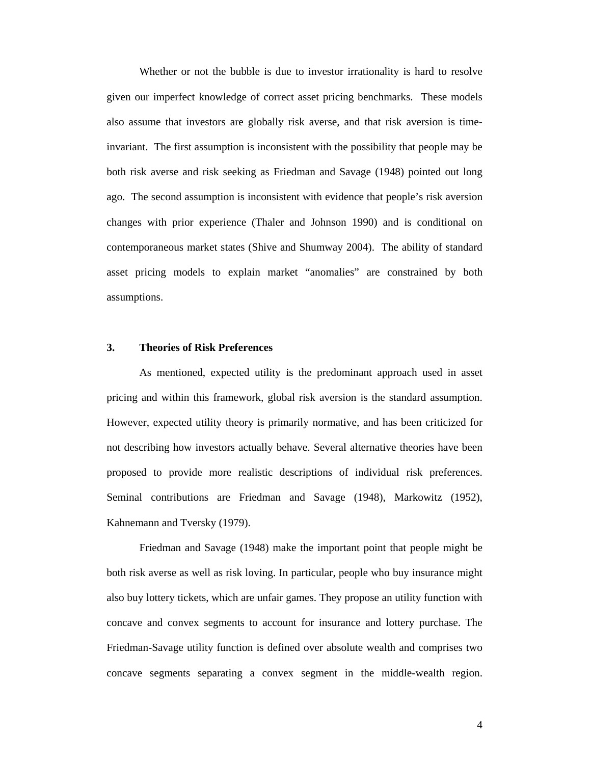Whether or not the bubble is due to investor irrationality is hard to resolve given our imperfect knowledge of correct asset pricing benchmarks. These models also assume that investors are globally risk averse, and that risk aversion is time-invariant. The first assumption is inconsistent with the possibility that people may be both risk averse and risk seeking as Friedman and Savage (1948) pointed out long ago. The second assumption is inconsistent with evidence that people's risk aversion changes with prior experience (Thaler and Johnson 1990) and is conditional on contemporaneous market states (Shive and Shumway 2004). The ability of standard asset pricing models to explain market "anomalies" are constrained by both assumptions.

## 3. Theories of Risk Preferences

As mentioned, expected utility is the predominant approach used in asset pricing and within this framework, global risk aversion is the standard assumption. However, expected utility theory is primarily normative, and has been criticized for not describing how investors actually behave. Several alternative theories have been proposed to provide more realistic descriptions of individual risk preferences. Seminal contributions are Friedman and Savage (1948), Markowitz (1952), Kahnemann and Tversky (1979).

Friedman and Savage (1948) make the important point that people might be both risk averse as well as risk loving. In particular, people who buy insurance might also buy lottery tickets, which are unfair games. They propose an utility function with concave and convex segments to account for insurance and lottery purchase. The Friedman-Savage utility function is defined over absolute wealth and comprises two concave segments separating a convex segment in the middle-wealth region.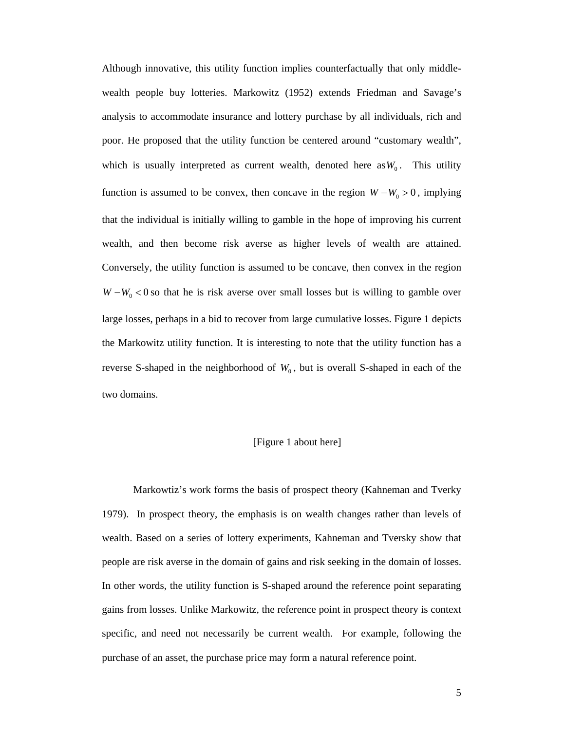Although innovative, this utility function implies counterfactually that only middle-wealth people buy lotteries. Markowitz (1952) extends Friedman and Savage's analysis to accommodate insurance and lottery purchase by all individuals, rich and poor. He proposed that the utility function be centered around "customary wealth", which is usually interpreted as current wealth, denoted here as $W_0$. This utility function is assumed to be convex, then concave in the region $W - W_0 > 0$, implying that the individual is initially willing to gamble in the hope of improving his current wealth, and then become risk averse as higher levels of wealth are attained. Conversely, the utility function is assumed to be concave, then convex in the region $W - W_0 < 0$ so that he is risk averse over small losses but is willing to gamble over large losses, perhaps in a bid to recover from large cumulative losses. Figure 1 depicts the Markowitz utility function. It is interesting to note that the utility function has a reverse S-shaped in the neighborhood of $W_0$, but is overall S-shaped in each of the two domains.

[Figure 1 about here]

Markowtiz's work forms the basis of prospect theory (Kahneman and Tverky 1979). In prospect theory, the emphasis is on wealth changes rather than levels of wealth. Based on a series of lottery experiments, Kahneman and Tversky show that people are risk averse in the domain of gains and risk seeking in the domain of losses. In other words, the utility function is S-shaped around the reference point separating gains from losses. Unlike Markowitz, the reference point in prospect theory is context specific, and need not necessarily be current wealth. For example, following the purchase of an asset, the purchase price may form a natural reference point.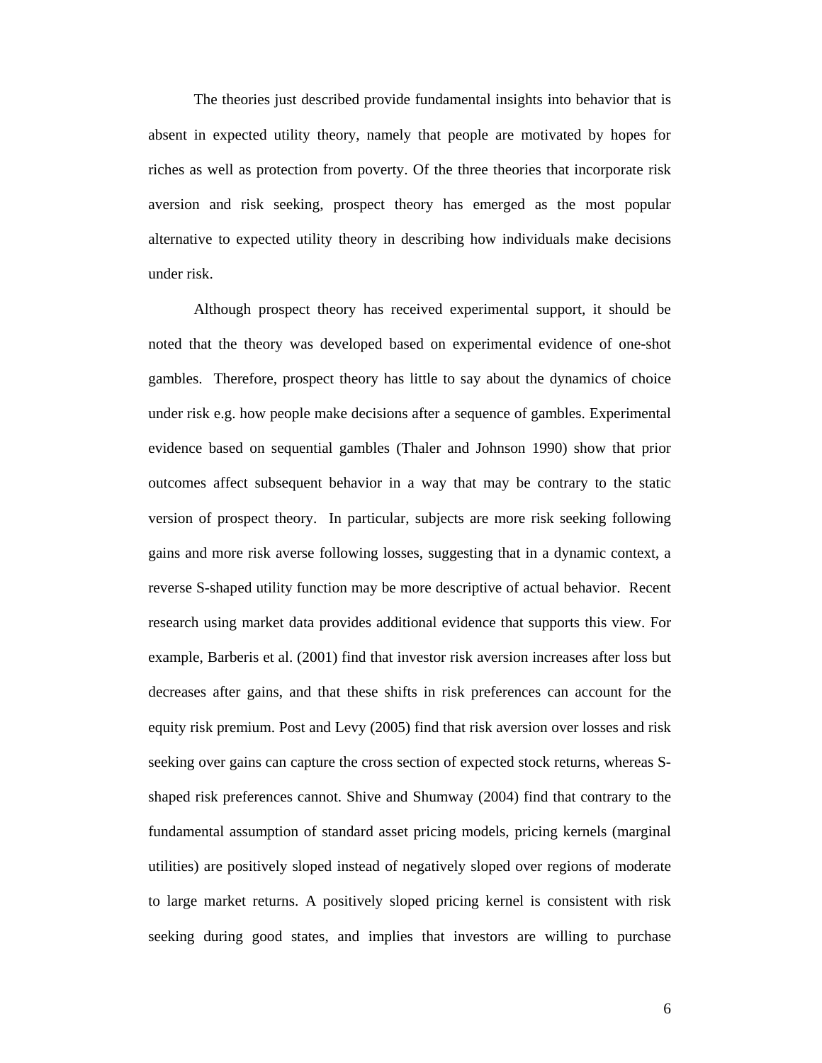The theories just described provide fundamental insights into behavior that is absent in expected utility theory, namely that people are motivated by hopes for riches as well as protection from poverty. Of the three theories that incorporate risk aversion and risk seeking, prospect theory has emerged as the most popular alternative to expected utility theory in describing how individuals make decisions under risk.

Although prospect theory has received experimental support, it should be noted that the theory was developed based on experimental evidence of one-shot gambles. Therefore, prospect theory has little to say about the dynamics of choice under risk e.g. how people make decisions after a sequence of gambles. Experimental evidence based on sequential gambles (Thaler and Johnson 1990) show that prior outcomes affect subsequent behavior in a way that may be contrary to the static version of prospect theory. In particular, subjects are more risk seeking following gains and more risk averse following losses, suggesting that in a dynamic context, a reverse S-shaped utility function may be more descriptive of actual behavior. Recent research using market data provides additional evidence that supports this view. For example, Barberis et al. (2001) find that investor risk aversion increases after loss but decreases after gains, and that these shifts in risk preferences can account for the equity risk premium. Post and Levy (2005) find that risk aversion over losses and risk seeking over gains can capture the cross section of expected stock returns, whereas S-shaped risk preferences cannot. Shive and Shumway (2004) find that contrary to the fundamental assumption of standard asset pricing models, pricing kernels (marginal utilities) are positively sloped instead of negatively sloped over regions of moderate to large market returns. A positively sloped pricing kernel is consistent with risk seeking during good states, and implies that investors are willing to purchase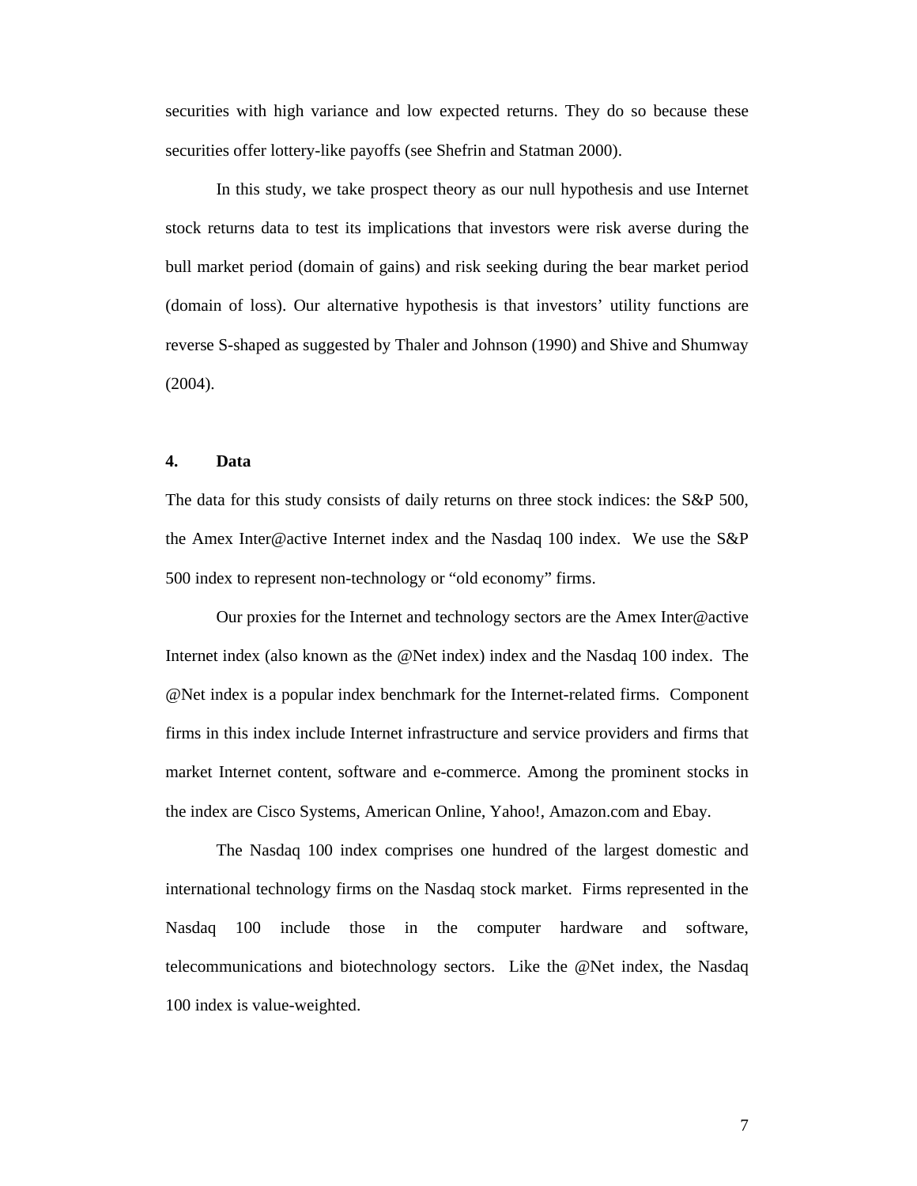securities with high variance and low expected returns. They do so because these securities offer lottery-like payoffs (see Shefrin and Statman 2000).

In this study, we take prospect theory as our null hypothesis and use Internet stock returns data to test its implications that investors were risk averse during the bull market period (domain of gains) and risk seeking during the bear market period (domain of loss). Our alternative hypothesis is that investors' utility functions are reverse S-shaped as suggested by Thaler and Johnson (1990) and Shive and Shumway (2004).

## 4. Data

The data for this study consists of daily returns on three stock indices: the S&P 500, the Amex Inter@active Internet index and the Nasdaq 100 index. We use the S&P 500 index to represent non-technology or "old economy" firms.

Our proxies for the Internet and technology sectors are the Amex Inter@active Internet index (also known as the @Net index) index and the Nasdaq 100 index. The @Net index is a popular index benchmark for the Internet-related firms. Component firms in this index include Internet infrastructure and service providers and firms that market Internet content, software and e-commerce. Among the prominent stocks in the index are Cisco Systems, American Online, Yahoo!, Amazon.com and Ebay.

The Nasdaq 100 index comprises one hundred of the largest domestic and international technology firms on the Nasdaq stock market. Firms represented in the Nasdaq 100 include those in the computer hardware and software, telecommunications and biotechnology sectors. Like the @Net index, the Nasdaq 100 index is value-weighted.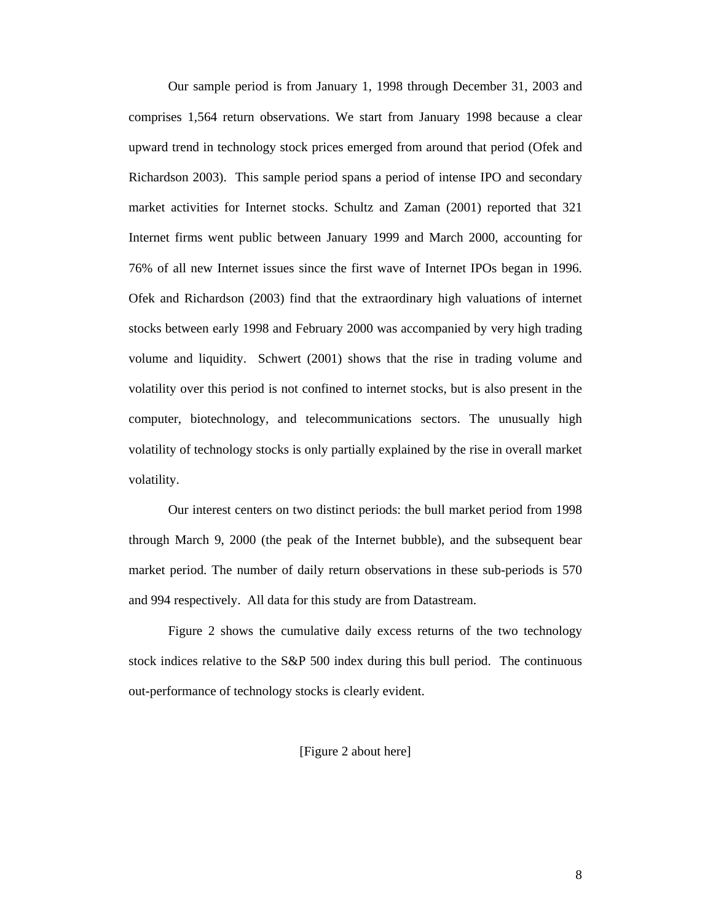Our sample period is from January 1, 1998 through December 31, 2003 and comprises 1,564 return observations. We start from January 1998 because a clear upward trend in technology stock prices emerged from around that period (Ofek and Richardson 2003). This sample period spans a period of intense IPO and secondary market activities for Internet stocks. Schultz and Zaman (2001) reported that 321 Internet firms went public between January 1999 and March 2000, accounting for 76% of all new Internet issues since the first wave of Internet IPOs began in 1996. Ofek and Richardson (2003) find that the extraordinary high valuations of internet stocks between early 1998 and February 2000 was accompanied by very high trading volume and liquidity. Schwert (2001) shows that the rise in trading volume and volatility over this period is not confined to internet stocks, but is also present in the computer, biotechnology, and telecommunications sectors. The unusually high volatility of technology stocks is only partially explained by the rise in overall market volatility.

Our interest centers on two distinct periods: the bull market period from 1998 through March 9, 2000 (the peak of the Internet bubble), and the subsequent bear market period. The number of daily return observations in these sub-periods is 570 and 994 respectively. All data for this study are from Datastream.

Figure 2 shows the cumulative daily excess returns of the two technology stock indices relative to the S&P 500 index during this bull period. The continuous out-performance of technology stocks is clearly evident.

[Figure 2 about here]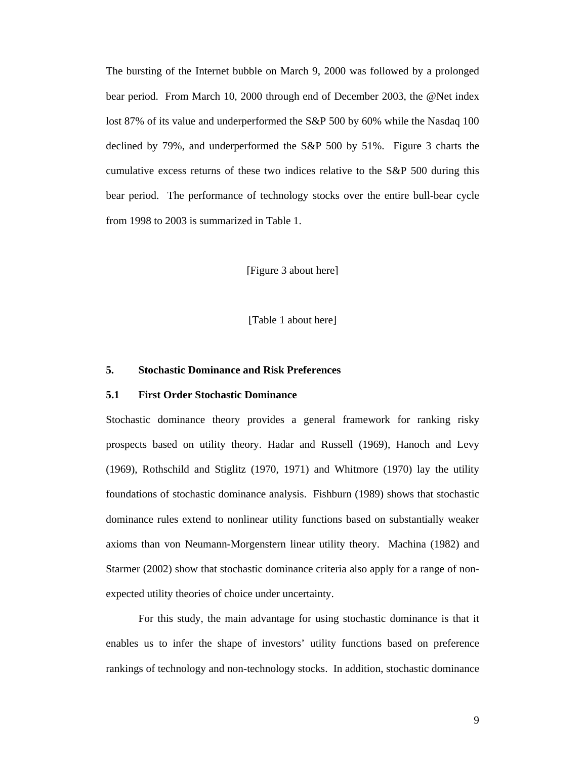The bursting of the Internet bubble on March 9, 2000 was followed by a prolonged bear period. From March 10, 2000 through end of December 2003, the @Net index lost 87% of its value and underperformed the S&P 500 by 60% while the Nasdaq 100 declined by 79%, and underperformed the S&P 500 by 51%. Figure 3 charts the cumulative excess returns of these two indices relative to the S&P 500 during this bear period. The performance of technology stocks over the entire bull-bear cycle from 1998 to 2003 is summarized in Table 1.

[Figure 3 about here]

[Table 1 about here]

## 5. Stochastic Dominance and Risk Preferences

### 5.1 First Order Stochastic Dominance

Stochastic dominance theory provides a general framework for ranking risky prospects based on utility theory. Hadar and Russell (1969), Hanoch and Levy (1969), Rothschild and Stiglitz (1970, 1971) and Whitmore (1970) lay the utility foundations of stochastic dominance analysis. Fishburn (1989) shows that stochastic dominance rules extend to nonlinear utility functions based on substantially weaker axioms than von Neumann-Morgenstern linear utility theory. Machina (1982) and Starmer (2002) show that stochastic dominance criteria also apply for a range of non-expected utility theories of choice under uncertainty.

For this study, the main advantage for using stochastic dominance is that it enables us to infer the shape of investors' utility functions based on preference rankings of technology and non-technology stocks. In addition, stochastic dominance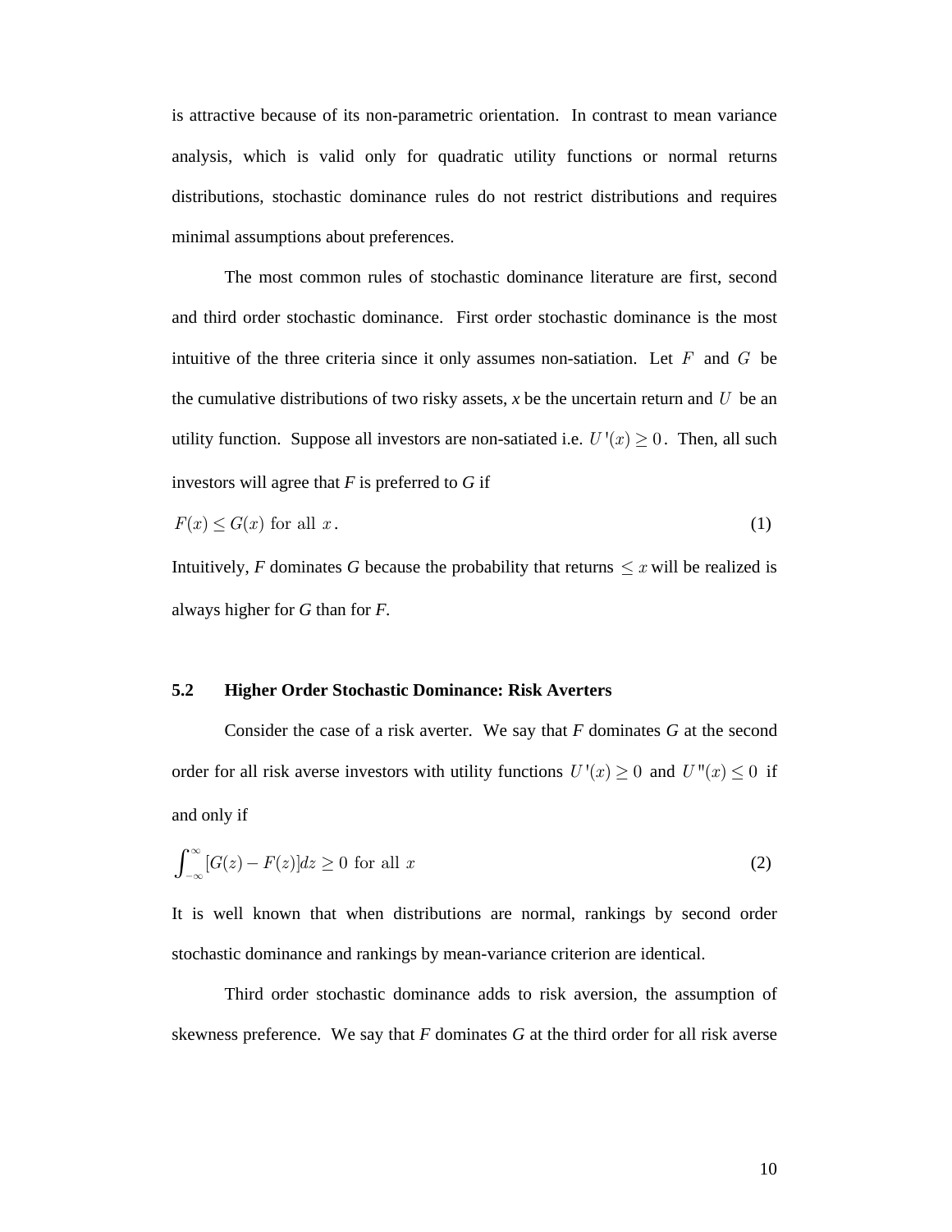is attractive because of its non-parametric orientation. In contrast to mean variance analysis, which is valid only for quadratic utility functions or normal returns distributions, stochastic dominance rules do not restrict distributions and requires minimal assumptions about preferences.

The most common rules of stochastic dominance literature are first, second and third order stochastic dominance. First order stochastic dominance is the most intuitive of the three criteria since it only assumes non-satiation. Let $F$ and $G$ be the cumulative distributions of two risky assets, *x* be the uncertain return and $U$ be an utility function. Suppose all investors are non-satiated i.e. $U'(x) \geq 0$. Then, all such investors will agree that *F* is preferred to *G* if

$$F(x) \leq G(x) \text{ for all } x. \tag{1}$$

Intuitively, *F* dominates *G* because the probability that returns $\leq x$ will be realized is always higher for *G* than for *F*.

### 5.2 Higher Order Stochastic Dominance: Risk Averters

Consider the case of a risk averter. We say that *F* dominates *G* at the second order for all risk averse investors with utility functions $U'(x) \geq 0$ and $U''(x) \leq 0$ if and only if

$$\int_{-\infty}^{\infty} [G(z) - F(z)] dz \geq 0 \text{ for all } x \tag{2}$$

It is well known that when distributions are normal, rankings by second order stochastic dominance and rankings by mean-variance criterion are identical.

Third order stochastic dominance adds to risk aversion, the assumption of skewness preference. We say that *F* dominates *G* at the third order for all risk averse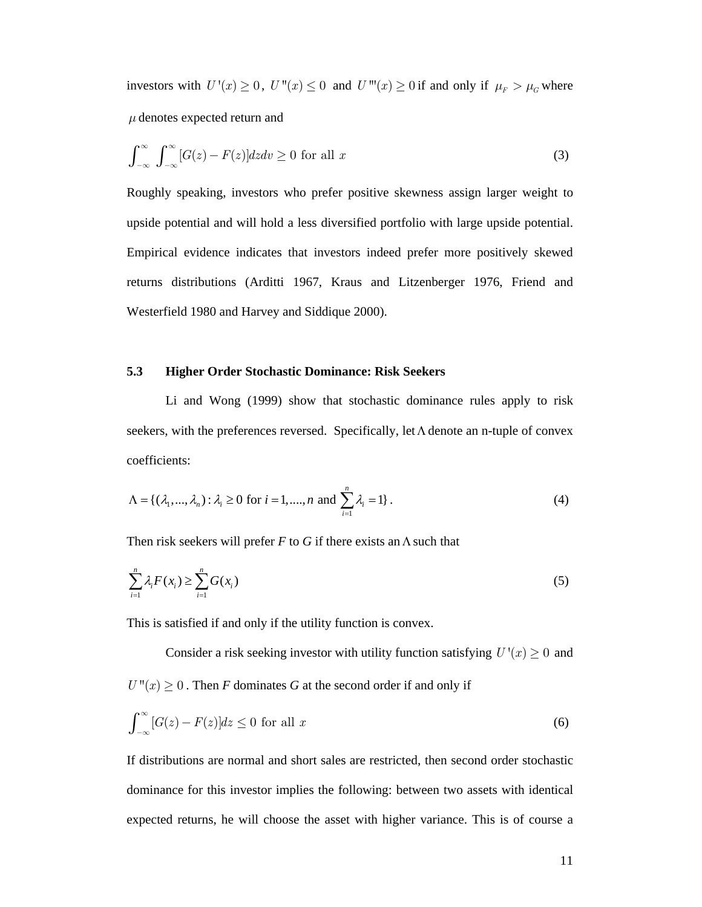investors with $U'(x) \geq 0$, $U''(x) \leq 0$ and $U'''(x) \geq 0$ if and only if $\mu_F > \mu_G$ where $\mu$ denotes expected return and

$$\int_{-\infty}^{\infty} \int_{-\infty}^{\infty} [G(z) - F(z)] dz dv \geq 0 \text{ for all } x \tag{3}$$

Roughly speaking, investors who prefer positive skewness assign larger weight to upside potential and will hold a less diversified portfolio with large upside potential. Empirical evidence indicates that investors indeed prefer more positively skewed returns distributions (Arditti 1967, Kraus and Litzenberger 1976, Friend and Westerfield 1980 and Harvey and Siddique 2000).

### 5.3 Higher Order Stochastic Dominance: Risk Seekers

Li and Wong (1999) show that stochastic dominance rules apply to risk seekers, with the preferences reversed. Specifically, let $\Lambda$ denote an n-tuple of convex coefficients:

$$\Lambda = \{(\lambda_1, ..., \lambda_n) : \lambda_i \geq 0 \text{ for } i = 1, ...., n \text{ and } \sum_{i=1}^{n} \lambda_i = 1\}. \tag{4}$$

Then risk seekers will prefer *F* to *G* if there exists an $\Lambda$ such that

$$\sum_{i=1}^{n} \lambda_i F(x_i) \geq \sum_{i=1}^{n} G(x_i) \tag{5}$$

This is satisfied if and only if the utility function is convex.

Consider a risk seeking investor with utility function satisfying $U'(x) \geq 0$ and $U''(x) \geq 0$. Then *F* dominates *G* at the second order if and only if

$$\int_{-\infty}^{\infty} [G(z) - F(z)] dz \leq 0 \text{ for all } x \tag{6}$$

If distributions are normal and short sales are restricted, then second order stochastic dominance for this investor implies the following: between two assets with identical expected returns, he will choose the asset with higher variance. This is of course a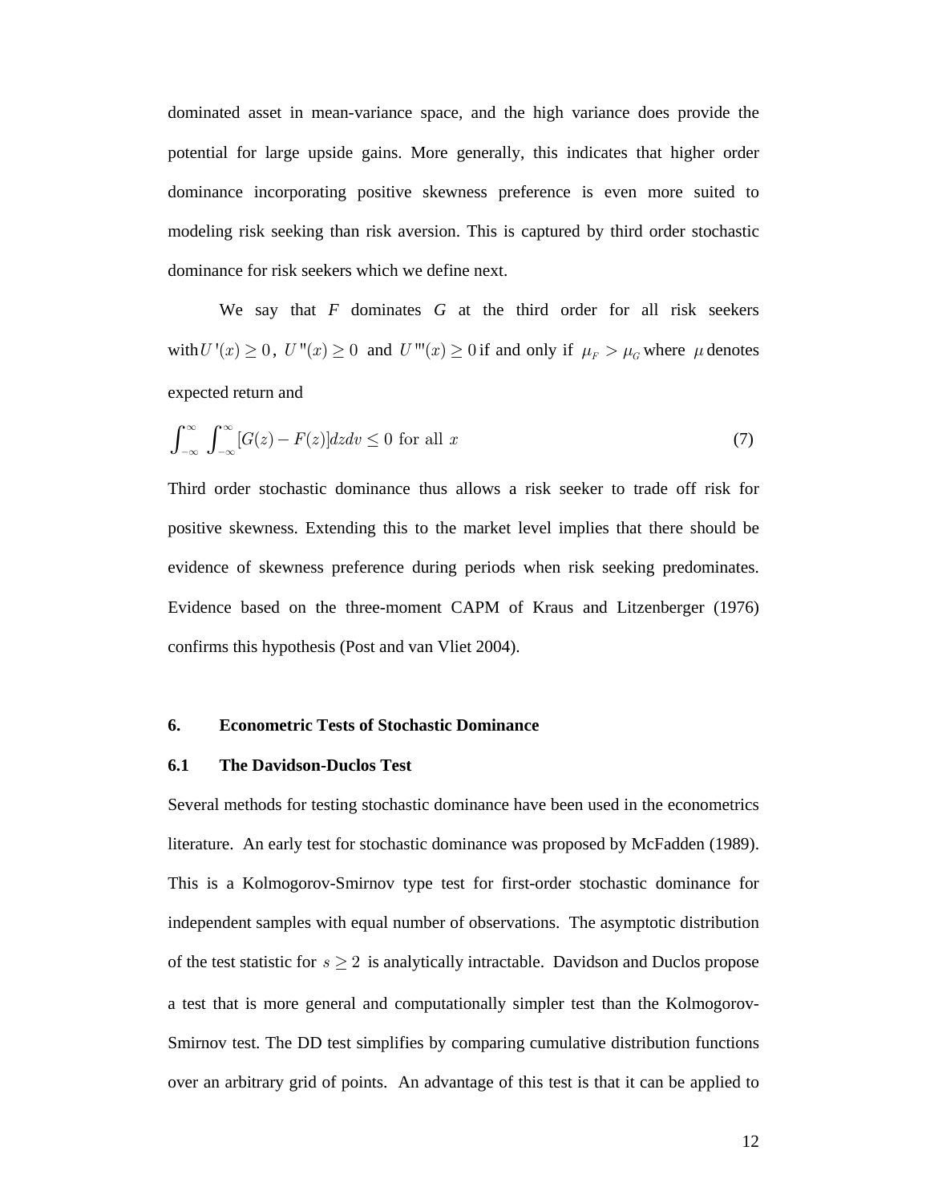dominated asset in mean-variance space, and the high variance does provide the potential for large upside gains. More generally, this indicates that higher order dominance incorporating positive skewness preference is even more suited to modeling risk seeking than risk aversion. This is captured by third order stochastic dominance for risk seekers which we define next.

We say that *F* dominates *G* at the third order for all risk seekers with $U'(x) \geq 0$, $U''(x) \geq 0$ and $U'''(x) \geq 0$ if and only if $\mu_F > \mu_G$ where $\mu$ denotes expected return and

$$\int_{-\infty}^{\infty} \int_{-\infty}^{\infty} [G(z) - F(z)] dz dv \leq 0 \text{ for all } x \tag{7}$$

Third order stochastic dominance thus allows a risk seeker to trade off risk for positive skewness. Extending this to the market level implies that there should be evidence of skewness preference during periods when risk seeking predominates. Evidence based on the three-moment CAPM of Kraus and Litzenberger (1976) confirms this hypothesis (Post and van Vliet 2004).

## 6. Econometric Tests of Stochastic Dominance

### 6.1 The Davidson-Duclos Test

Several methods for testing stochastic dominance have been used in the econometrics literature. An early test for stochastic dominance was proposed by McFadden (1989). This is a Kolmogorov-Smirnov type test for first-order stochastic dominance for independent samples with equal number of observations. The asymptotic distribution of the test statistic for $s \geq 2$ is analytically intractable. Davidson and Duclos propose a test that is more general and computationally simpler test than the Kolmogorov-Smirnov test. The DD test simplifies by comparing cumulative distribution functions over an arbitrary grid of points. An advantage of this test is that it can be applied to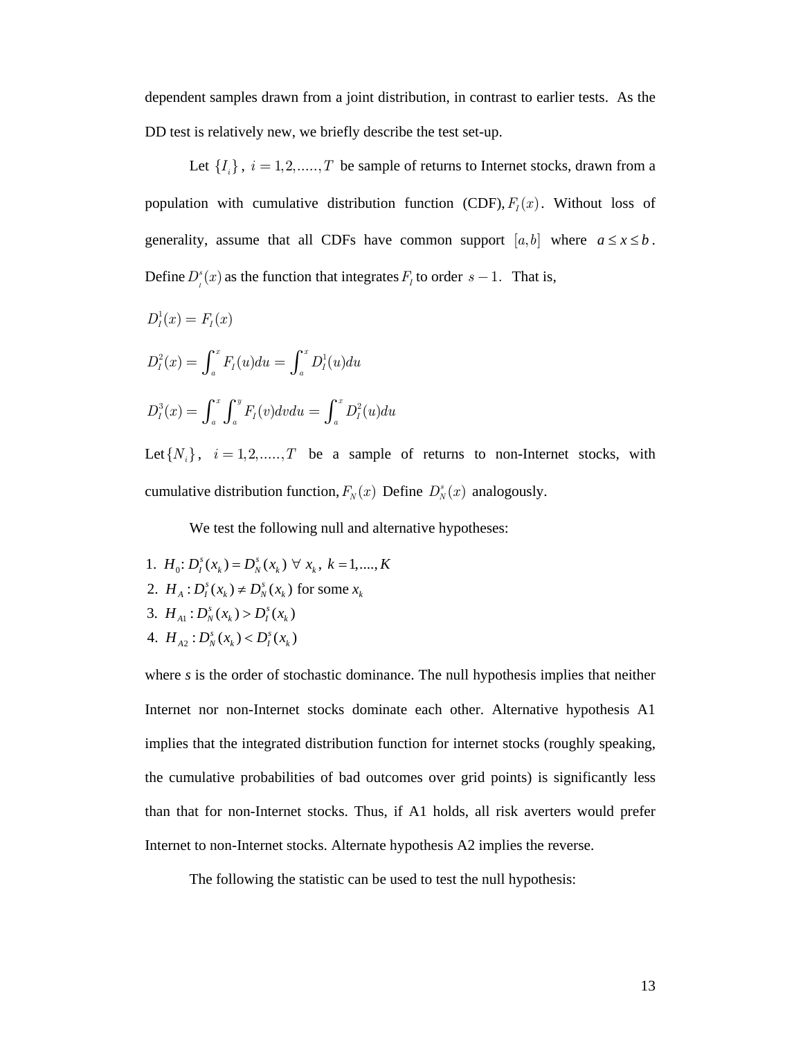dependent samples drawn from a joint distribution, in contrast to earlier tests. As the DD test is relatively new, we briefly describe the test set-up.

Let $\{I_i\}$, $i = 1,2,.....,T$ be sample of returns to Internet stocks, drawn from a population with cumulative distribution function (CDF), $F_I(x)$. Without loss of generality, assume that all CDFs have common support $[a,b]$ where $a \le x \le b$. Define $D_I^s(x)$ as the function that integrates $F_I$ to order $s-1$. That is,

$$D_I^1(x) = F_I(x)$$

$$D_I^2(x) = \int_a^x F_I(u)du = \int_a^x D_I^1(u)du$$

$$D_I^3(x) = \int_a^x \int_a^y F_I(v)dvdu = \int_a^x D_I^2(u)du$$

Let $\{N_i\}$, $i = 1,2,.....,T$ be a sample of returns to non-Internet stocks, with cumulative distribution function, $F_N(x)$ Define $D_N^s(x)$ analogously.

We test the following null and alternative hypotheses:

1. $H_0$: $D_I^s(x_k) = D_N^s(x_k)\ \forall\ x_k,\ k = 1,....,K$
2. $H_A : D_I^s(x_k) \neq D_N^s(x_k)$ for some $x_k$
3. $H_{A1} : D_N^s(x_k) > D_I^s(x_k)$
4. $H_{A2} : D_N^s(x_k) < D_I^s(x_k)$

where *s* is the order of stochastic dominance. The null hypothesis implies that neither Internet nor non-Internet stocks dominate each other. Alternative hypothesis A1 implies that the integrated distribution function for internet stocks (roughly speaking, the cumulative probabilities of bad outcomes over grid points) is significantly less than that for non-Internet stocks. Thus, if A1 holds, all risk averters would prefer Internet to non-Internet stocks. Alternate hypothesis A2 implies the reverse.

The following the statistic can be used to test the null hypothesis: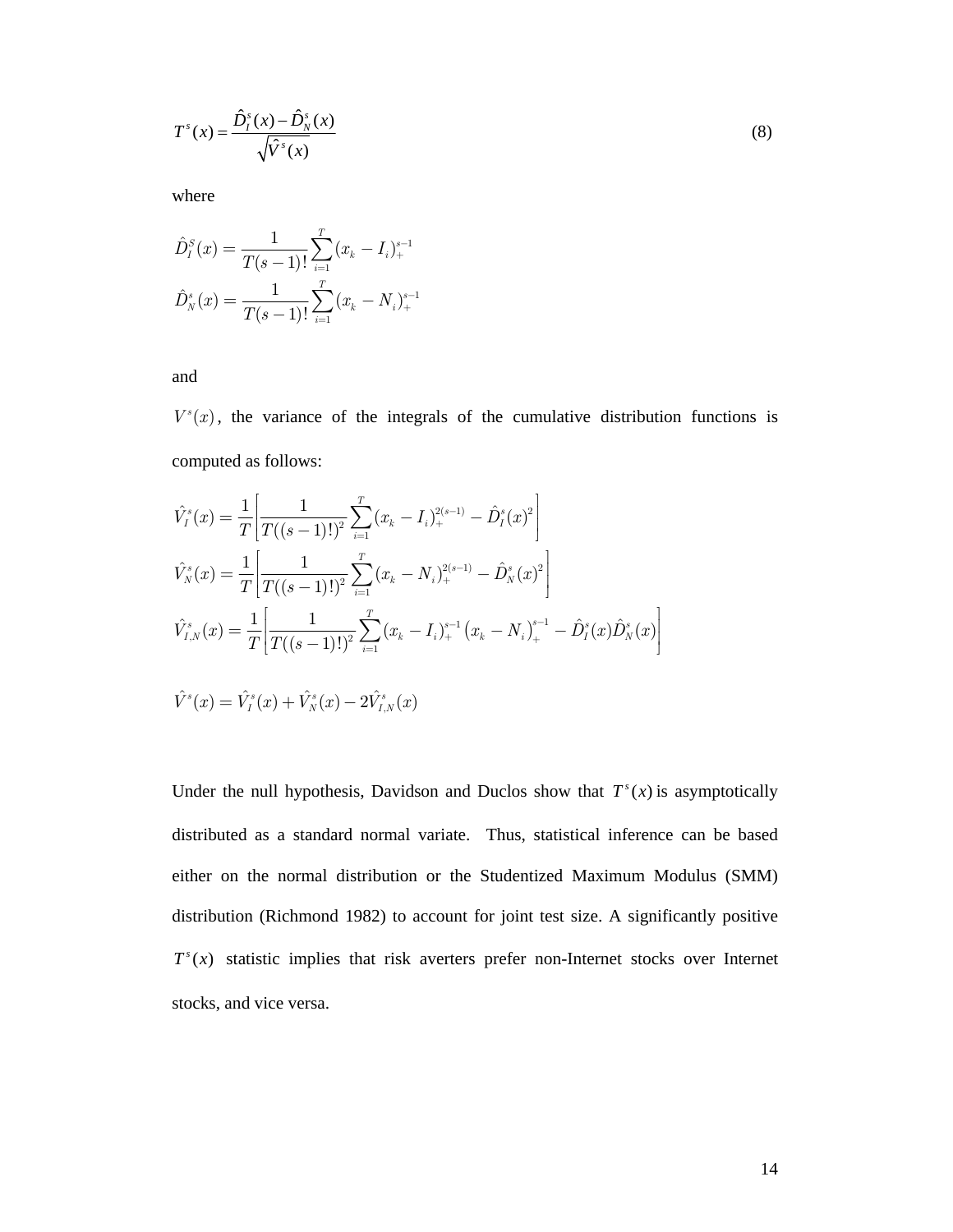$$T^s(x) = \frac{\hat{D}_I^s(x) - \hat{D}_N^s(x)}{\sqrt{\hat{V}^s(x)}} \tag{8}$$

where

$$\hat{D}_I^S(x) = \frac{1}{T(s-1)!}\sum_{i=1}^{T}(x_k - I_i)_+^{s-1}$$
$$\hat{D}_N^s(x) = \frac{1}{T(s-1)!}\sum_{i=1}^{T}(x_k - N_i)_+^{s-1}$$

and

$V^s(x)$, the variance of the integrals of the cumulative distribution functions is computed as follows:

$$\hat{V}_I^s(x) = \frac{1}{T}\left[\frac{1}{T((s-1)!)^2}\sum_{i=1}^{T}(x_k - I_i)_+^{2(s-1)} - \hat{D}_I^s(x)^2\right]$$
$$\hat{V}_N^s(x) = \frac{1}{T}\left[\frac{1}{T((s-1)!)^2}\sum_{i=1}^{T}(x_k - N_i)_+^{2(s-1)} - \hat{D}_N^s(x)^2\right]$$
$$\hat{V}_{I,N}^s(x) = \frac{1}{T}\left[\frac{1}{T((s-1)!)^2}\sum_{i=1}^{T}(x_k - I_i)_+^{s-1}\left(x_k - N_i\right)_+^{s-1} - \hat{D}_I^s(x)\hat{D}_N^s(x)\right]$$

$$\hat{V}^s(x) = \hat{V}_I^s(x) + \hat{V}_N^s(x) - 2\hat{V}_{I,N}^s(x)$$

Under the null hypothesis, Davidson and Duclos show that $T^s(x)$ is asymptotically distributed as a standard normal variate. Thus, statistical inference can be based either on the normal distribution or the Studentized Maximum Modulus (SMM) distribution (Richmond 1982) to account for joint test size. A significantly positive $T^s(x)$ statistic implies that risk averters prefer non-Internet stocks over Internet stocks, and vice versa.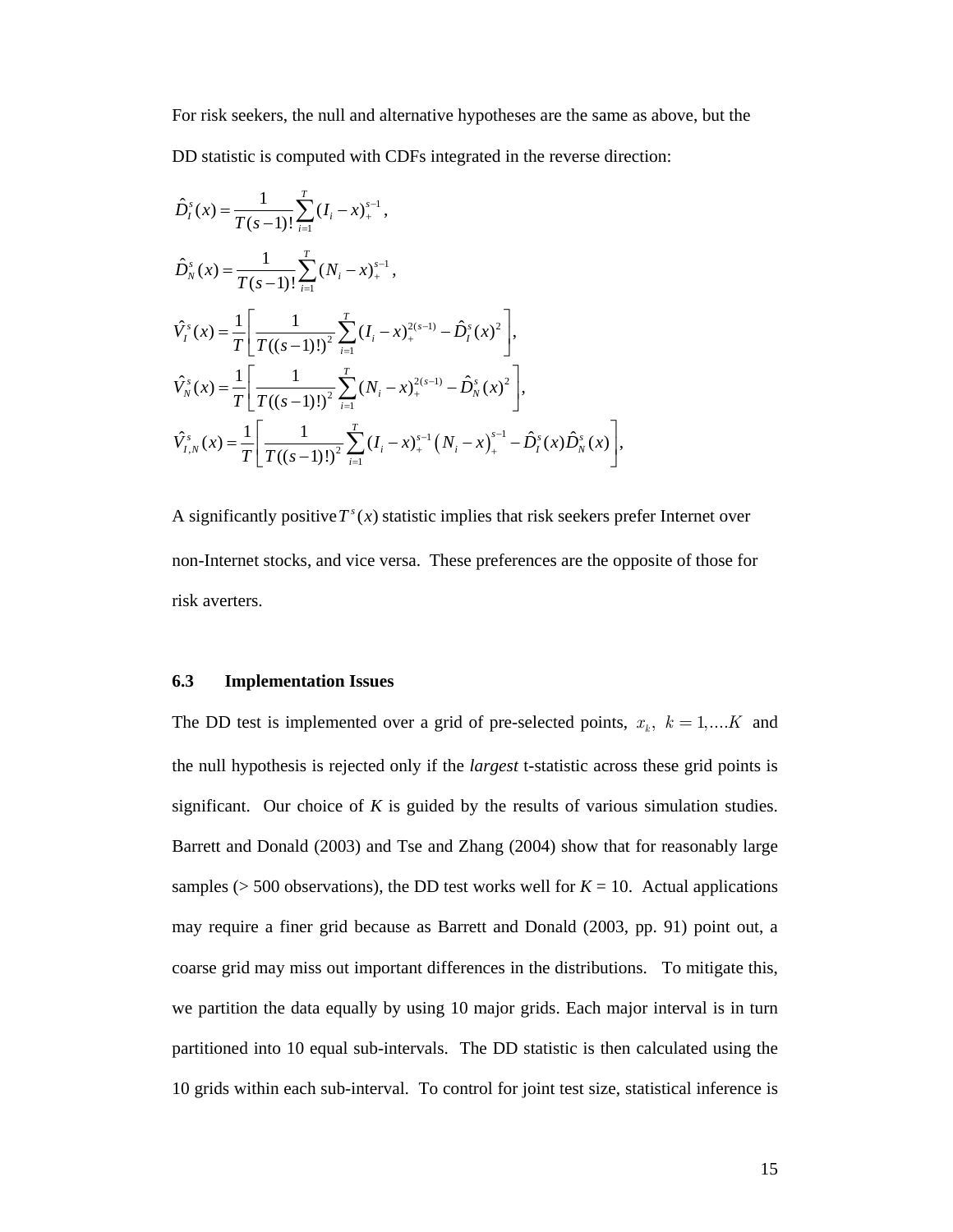For risk seekers, the null and alternative hypotheses are the same as above, but the DD statistic is computed with CDFs integrated in the reverse direction:

$$\hat{D}_I^s(x) = \frac{1}{T(s-1)!}\sum_{i=1}^{T}(I_i - x)_+^{s-1},$$

$$\hat{D}_N^s(x) = \frac{1}{T(s-1)!}\sum_{i=1}^{T}(N_i - x)_+^{s-1},$$

$$\hat{V}_I^s(x) = \frac{1}{T}\left[\frac{1}{T((s-1)!)^2}\sum_{i=1}^{T}(I_i - x)_+^{2(s-1)} - \hat{D}_I^s(x)^2\right],$$

$$\hat{V}_N^s(x) = \frac{1}{T}\left[\frac{1}{T((s-1)!)^2}\sum_{i=1}^{T}(N_i - x)_+^{2(s-1)} - \hat{D}_N^s(x)^2\right],$$

$$\hat{V}_{I,N}^s(x) = \frac{1}{T}\left[\frac{1}{T((s-1)!)^2}\sum_{i=1}^{T}(I_i - x)_+^{s-1}\left(N_i - x\right)_+^{s-1} - \hat{D}_I^s(x)\hat{D}_N^s(x)\right],$$

A significantly positive $T^s(x)$ statistic implies that risk seekers prefer Internet over non-Internet stocks, and vice versa. These preferences are the opposite of those for risk averters.

### 6.3 Implementation Issues

The DD test is implemented over a grid of pre-selected points, $x_k,\ k = 1,\ldots.K$ and the null hypothesis is rejected only if the *largest* t-statistic across these grid points is significant. Our choice of *K* is guided by the results of various simulation studies. Barrett and Donald (2003) and Tse and Zhang (2004) show that for reasonably large samples (> 500 observations), the DD test works well for *K* = 10. Actual applications may require a finer grid because as Barrett and Donald (2003, pp. 91) point out, a coarse grid may miss out important differences in the distributions. To mitigate this, we partition the data equally by using 10 major grids. Each major interval is in turn partitioned into 10 equal sub-intervals. The DD statistic is then calculated using the 10 grids within each sub-interval. To control for joint test size, statistical inference is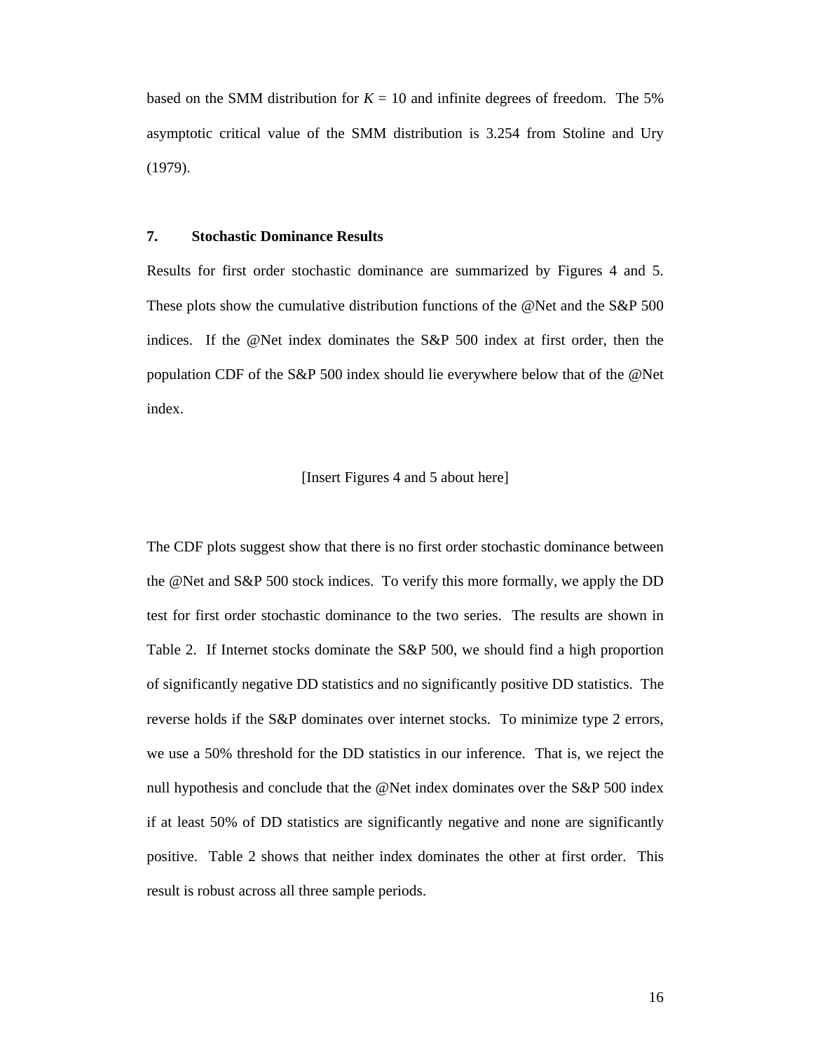based on the SMM distribution for $K$ = 10 and infinite degrees of freedom. The 5% asymptotic critical value of the SMM distribution is 3.254 from Stoline and Ury (1979).

## 7. Stochastic Dominance Results

Results for first order stochastic dominance are summarized by Figures 4 and 5. These plots show the cumulative distribution functions of the @Net and the S&P 500 indices. If the @Net index dominates the S&P 500 index at first order, then the population CDF of the S&P 500 index should lie everywhere below that of the @Net index.

[Insert Figures 4 and 5 about here]

The CDF plots suggest show that there is no first order stochastic dominance between the @Net and S&P 500 stock indices. To verify this more formally, we apply the DD test for first order stochastic dominance to the two series. The results are shown in Table 2. If Internet stocks dominate the S&P 500, we should find a high proportion of significantly negative DD statistics and no significantly positive DD statistics. The reverse holds if the S&P dominates over internet stocks. To minimize type 2 errors, we use a 50% threshold for the DD statistics in our inference. That is, we reject the null hypothesis and conclude that the @Net index dominates over the S&P 500 index if at least 50% of DD statistics are significantly negative and none are significantly positive. Table 2 shows that neither index dominates the other at first order. This result is robust across all three sample periods.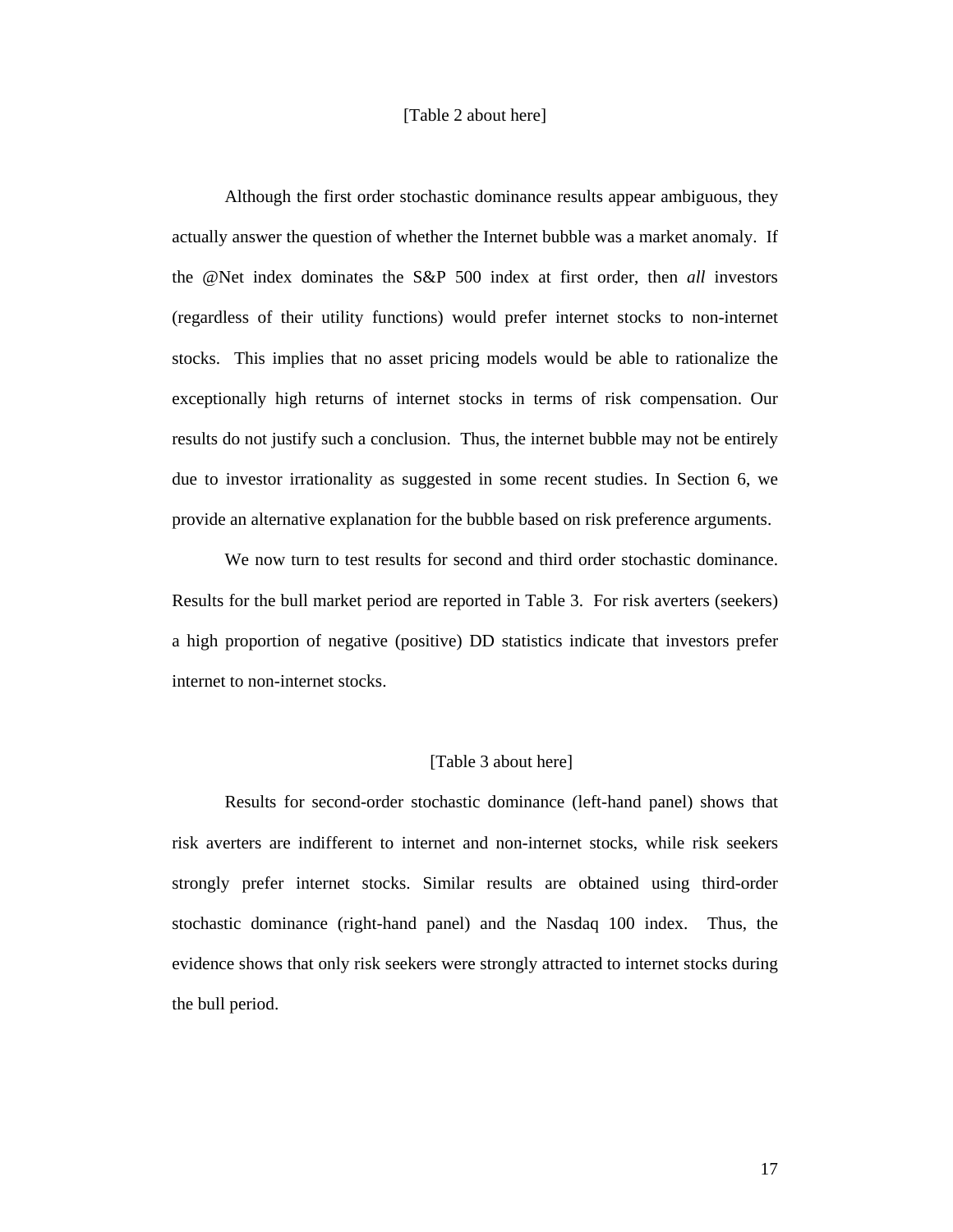[Table 2 about here]

Although the first order stochastic dominance results appear ambiguous, they actually answer the question of whether the Internet bubble was a market anomaly. If the @Net index dominates the S&P 500 index at first order, then *all* investors (regardless of their utility functions) would prefer internet stocks to non-internet stocks. This implies that no asset pricing models would be able to rationalize the exceptionally high returns of internet stocks in terms of risk compensation. Our results do not justify such a conclusion. Thus, the internet bubble may not be entirely due to investor irrationality as suggested in some recent studies. In Section 6, we provide an alternative explanation for the bubble based on risk preference arguments.

We now turn to test results for second and third order stochastic dominance. Results for the bull market period are reported in Table 3. For risk averters (seekers) a high proportion of negative (positive) DD statistics indicate that investors prefer internet to non-internet stocks.

[Table 3 about here]

Results for second-order stochastic dominance (left-hand panel) shows that risk averters are indifferent to internet and non-internet stocks, while risk seekers strongly prefer internet stocks. Similar results are obtained using third-order stochastic dominance (right-hand panel) and the Nasdaq 100 index. Thus, the evidence shows that only risk seekers were strongly attracted to internet stocks during the bull period.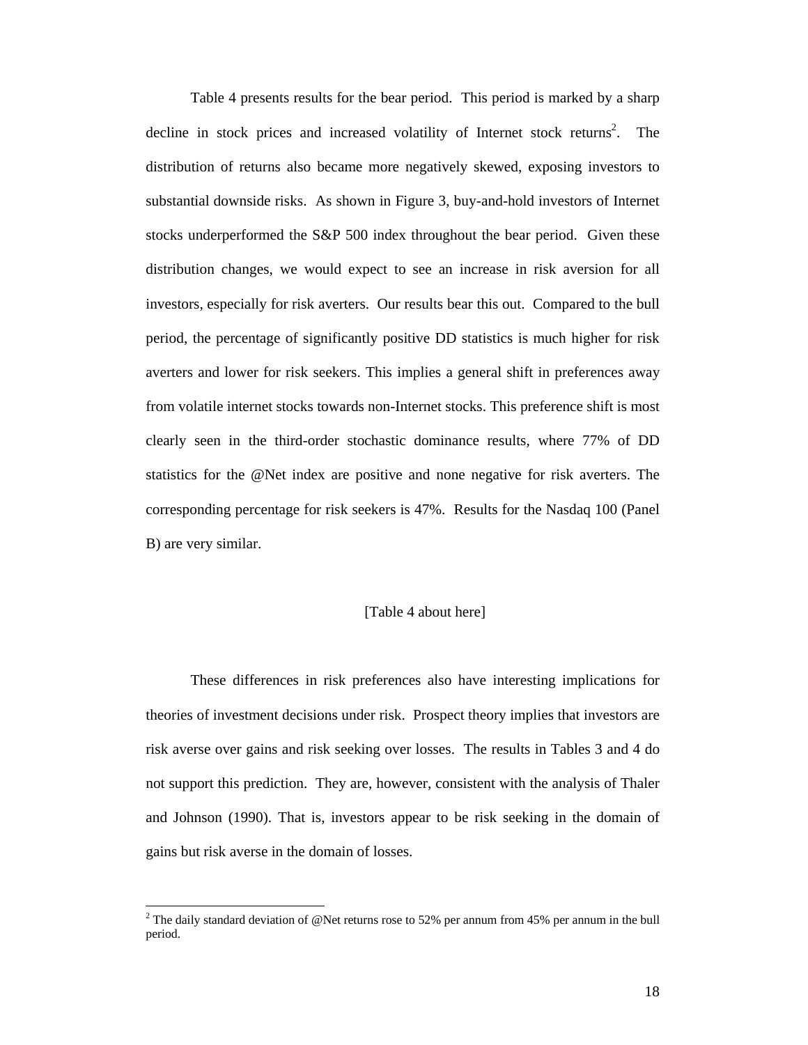Table 4 presents results for the bear period. This period is marked by a sharp decline in stock prices and increased volatility of Internet stock returns[2]. The distribution of returns also became more negatively skewed, exposing investors to substantial downside risks. As shown in Figure 3, buy-and-hold investors of Internet stocks underperformed the S&P 500 index throughout the bear period. Given these distribution changes, we would expect to see an increase in risk aversion for all investors, especially for risk averters. Our results bear this out. Compared to the bull period, the percentage of significantly positive DD statistics is much higher for risk averters and lower for risk seekers. This implies a general shift in preferences away from volatile internet stocks towards non-Internet stocks. This preference shift is most clearly seen in the third-order stochastic dominance results, where 77% of DD statistics for the @Net index are positive and none negative for risk averters. The corresponding percentage for risk seekers is 47%. Results for the Nasdaq 100 (Panel B) are very similar.

[Table 4 about here]

These differences in risk preferences also have interesting implications for theories of investment decisions under risk. Prospect theory implies that investors are risk averse over gains and risk seeking over losses. The results in Tables 3 and 4 do not support this prediction. They are, however, consistent with the analysis of Thaler and Johnson (1990). That is, investors appear to be risk seeking in the domain of gains but risk averse in the domain of losses.

[2] The daily standard deviation of @Net returns rose to 52% per annum from 45% per annum in the bull period.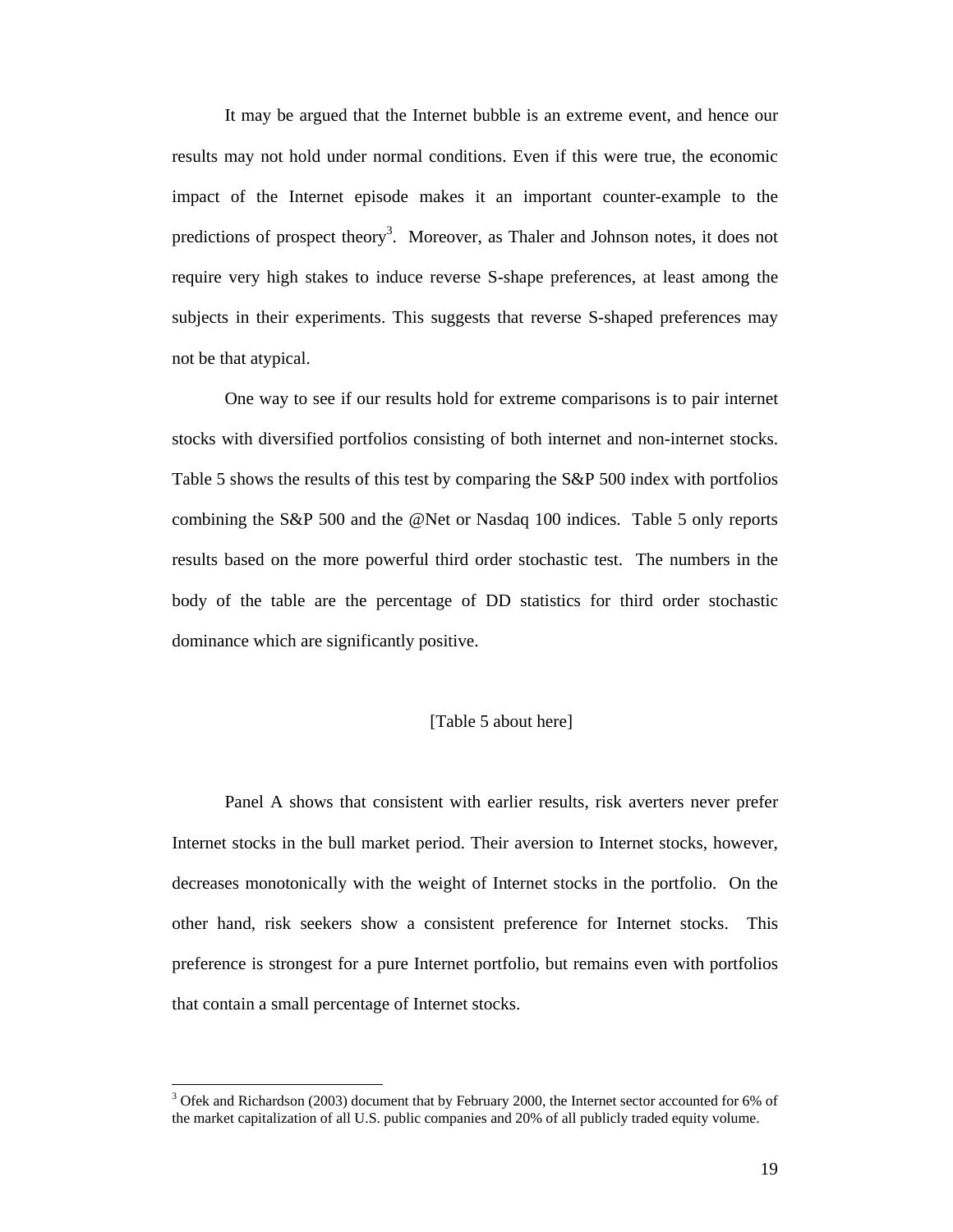It may be argued that the Internet bubble is an extreme event, and hence our results may not hold under normal conditions. Even if this were true, the economic impact of the Internet episode makes it an important counter-example to the predictions of prospect theory[3]. Moreover, as Thaler and Johnson notes, it does not require very high stakes to induce reverse S-shape preferences, at least among the subjects in their experiments. This suggests that reverse S-shaped preferences may not be that atypical.

One way to see if our results hold for extreme comparisons is to pair internet stocks with diversified portfolios consisting of both internet and non-internet stocks. Table 5 shows the results of this test by comparing the S&P 500 index with portfolios combining the S&P 500 and the @Net or Nasdaq 100 indices. Table 5 only reports results based on the more powerful third order stochastic test. The numbers in the body of the table are the percentage of DD statistics for third order stochastic dominance which are significantly positive.

[Table 5 about here]

Panel A shows that consistent with earlier results, risk averters never prefer Internet stocks in the bull market period. Their aversion to Internet stocks, however, decreases monotonically with the weight of Internet stocks in the portfolio. On the other hand, risk seekers show a consistent preference for Internet stocks. This preference is strongest for a pure Internet portfolio, but remains even with portfolios that contain a small percentage of Internet stocks.

[3] Ofek and Richardson (2003) document that by February 2000, the Internet sector accounted for 6% of the market capitalization of all U.S. public companies and 20% of all publicly traded equity volume.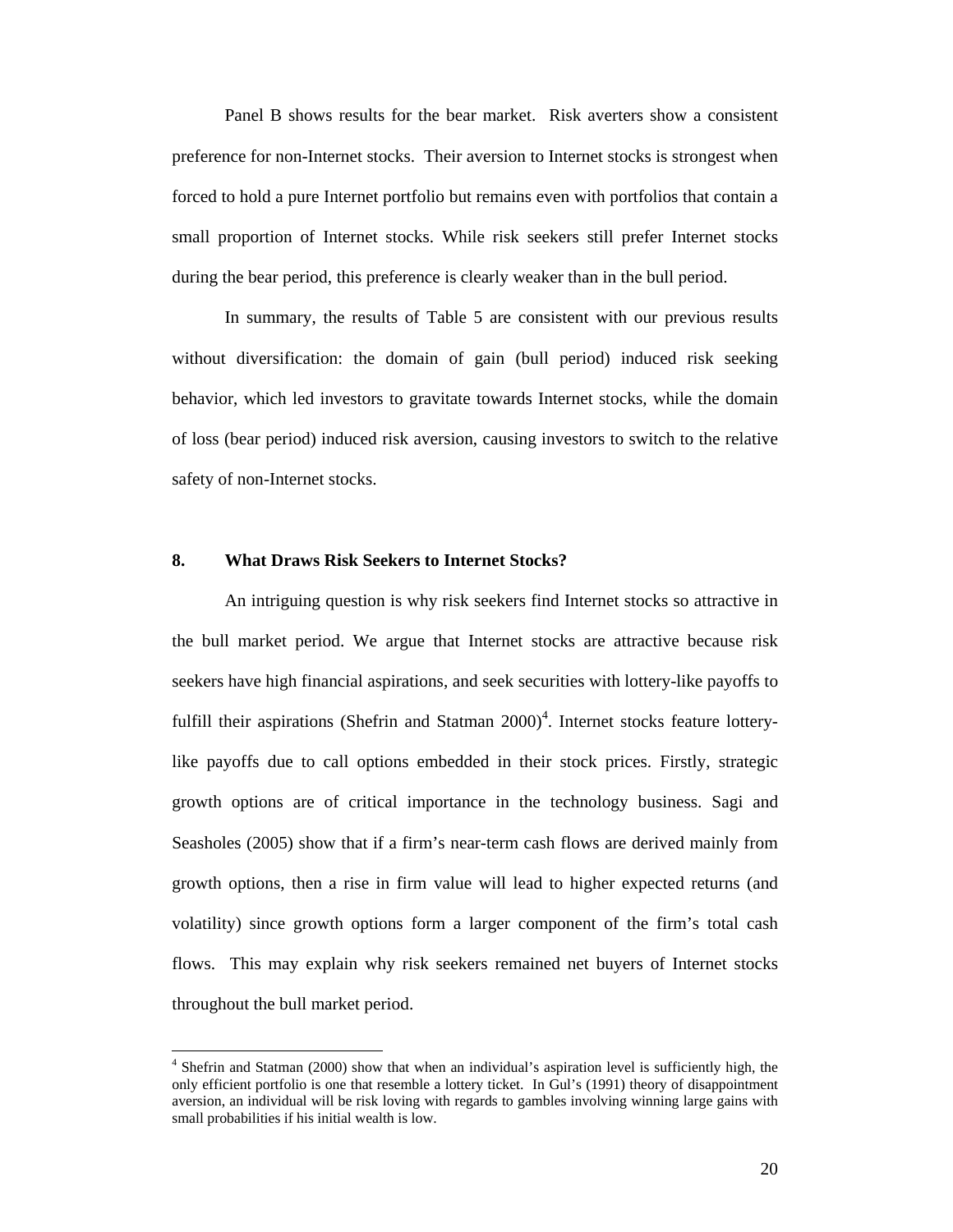Panel B shows results for the bear market. Risk averters show a consistent preference for non-Internet stocks. Their aversion to Internet stocks is strongest when forced to hold a pure Internet portfolio but remains even with portfolios that contain a small proportion of Internet stocks. While risk seekers still prefer Internet stocks during the bear period, this preference is clearly weaker than in the bull period.

In summary, the results of Table 5 are consistent with our previous results without diversification: the domain of gain (bull period) induced risk seeking behavior, which led investors to gravitate towards Internet stocks, while the domain of loss (bear period) induced risk aversion, causing investors to switch to the relative safety of non-Internet stocks.

## 8. What Draws Risk Seekers to Internet Stocks?

An intriguing question is why risk seekers find Internet stocks so attractive in the bull market period. We argue that Internet stocks are attractive because risk seekers have high financial aspirations, and seek securities with lottery-like payoffs to fulfill their aspirations (Shefrin and Statman 2000)[4]. Internet stocks feature lottery-like payoffs due to call options embedded in their stock prices. Firstly, strategic growth options are of critical importance in the technology business. Sagi and Seasholes (2005) show that if a firm's near-term cash flows are derived mainly from growth options, then a rise in firm value will lead to higher expected returns (and volatility) since growth options form a larger component of the firm's total cash flows. This may explain why risk seekers remained net buyers of Internet stocks throughout the bull market period.

---

[4] Shefrin and Statman (2000) show that when an individual's aspiration level is sufficiently high, the only efficient portfolio is one that resemble a lottery ticket. In Gul's (1991) theory of disappointment aversion, an individual will be risk loving with regards to gambles involving winning large gains with small probabilities if his initial wealth is low.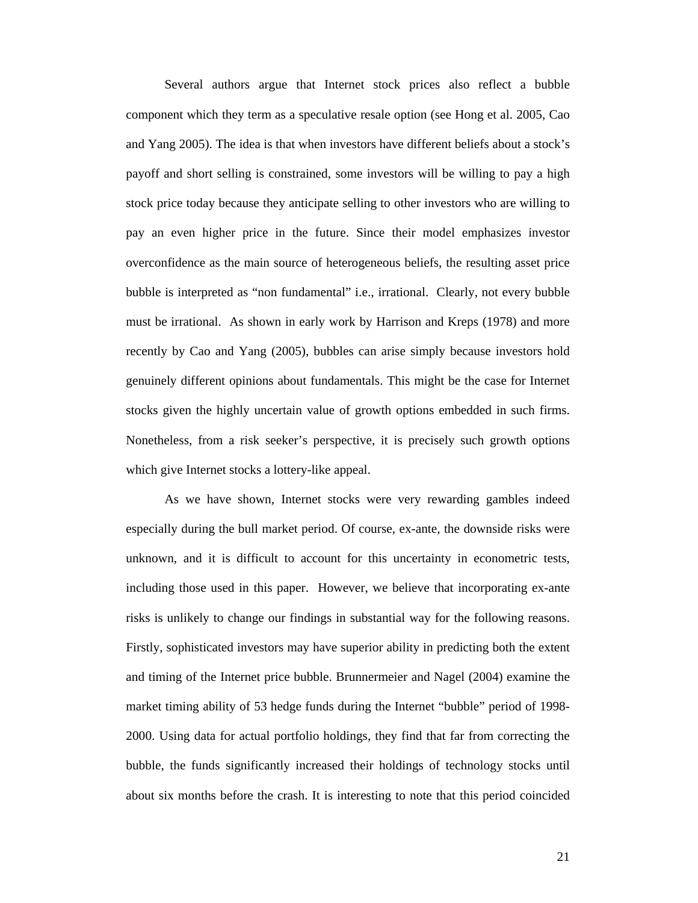Several authors argue that Internet stock prices also reflect a bubble component which they term as a speculative resale option (see Hong et al. 2005, Cao and Yang 2005). The idea is that when investors have different beliefs about a stock's payoff and short selling is constrained, some investors will be willing to pay a high stock price today because they anticipate selling to other investors who are willing to pay an even higher price in the future. Since their model emphasizes investor overconfidence as the main source of heterogeneous beliefs, the resulting asset price bubble is interpreted as "non fundamental" i.e., irrational. Clearly, not every bubble must be irrational. As shown in early work by Harrison and Kreps (1978) and more recently by Cao and Yang (2005), bubbles can arise simply because investors hold genuinely different opinions about fundamentals. This might be the case for Internet stocks given the highly uncertain value of growth options embedded in such firms. Nonetheless, from a risk seeker's perspective, it is precisely such growth options which give Internet stocks a lottery-like appeal.

As we have shown, Internet stocks were very rewarding gambles indeed especially during the bull market period. Of course, ex-ante, the downside risks were unknown, and it is difficult to account for this uncertainty in econometric tests, including those used in this paper. However, we believe that incorporating ex-ante risks is unlikely to change our findings in substantial way for the following reasons. Firstly, sophisticated investors may have superior ability in predicting both the extent and timing of the Internet price bubble. Brunnermeier and Nagel (2004) examine the market timing ability of 53 hedge funds during the Internet "bubble" period of 1998-2000. Using data for actual portfolio holdings, they find that far from correcting the bubble, the funds significantly increased their holdings of technology stocks until about six months before the crash. It is interesting to note that this period coincided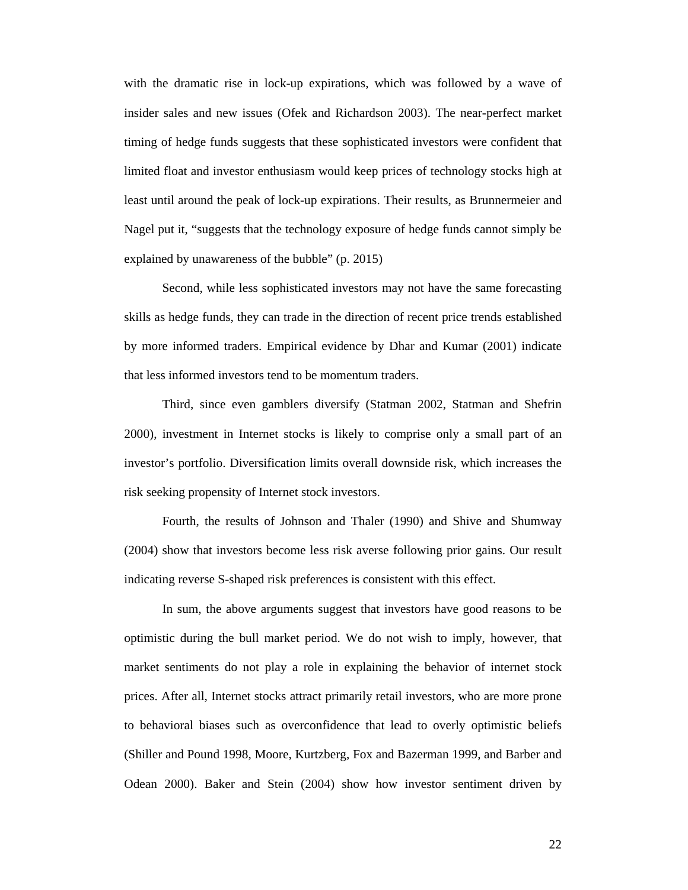with the dramatic rise in lock-up expirations, which was followed by a wave of insider sales and new issues (Ofek and Richardson 2003). The near-perfect market timing of hedge funds suggests that these sophisticated investors were confident that limited float and investor enthusiasm would keep prices of technology stocks high at least until around the peak of lock-up expirations. Their results, as Brunnermeier and Nagel put it, "suggests that the technology exposure of hedge funds cannot simply be explained by unawareness of the bubble" (p. 2015)

Second, while less sophisticated investors may not have the same forecasting skills as hedge funds, they can trade in the direction of recent price trends established by more informed traders. Empirical evidence by Dhar and Kumar (2001) indicate that less informed investors tend to be momentum traders.

Third, since even gamblers diversify (Statman 2002, Statman and Shefrin 2000), investment in Internet stocks is likely to comprise only a small part of an investor's portfolio. Diversification limits overall downside risk, which increases the risk seeking propensity of Internet stock investors.

Fourth, the results of Johnson and Thaler (1990) and Shive and Shumway (2004) show that investors become less risk averse following prior gains. Our result indicating reverse S-shaped risk preferences is consistent with this effect.

In sum, the above arguments suggest that investors have good reasons to be optimistic during the bull market period. We do not wish to imply, however, that market sentiments do not play a role in explaining the behavior of internet stock prices. After all, Internet stocks attract primarily retail investors, who are more prone to behavioral biases such as overconfidence that lead to overly optimistic beliefs (Shiller and Pound 1998, Moore, Kurtzberg, Fox and Bazerman 1999, and Barber and Odean 2000). Baker and Stein (2004) show how investor sentiment driven by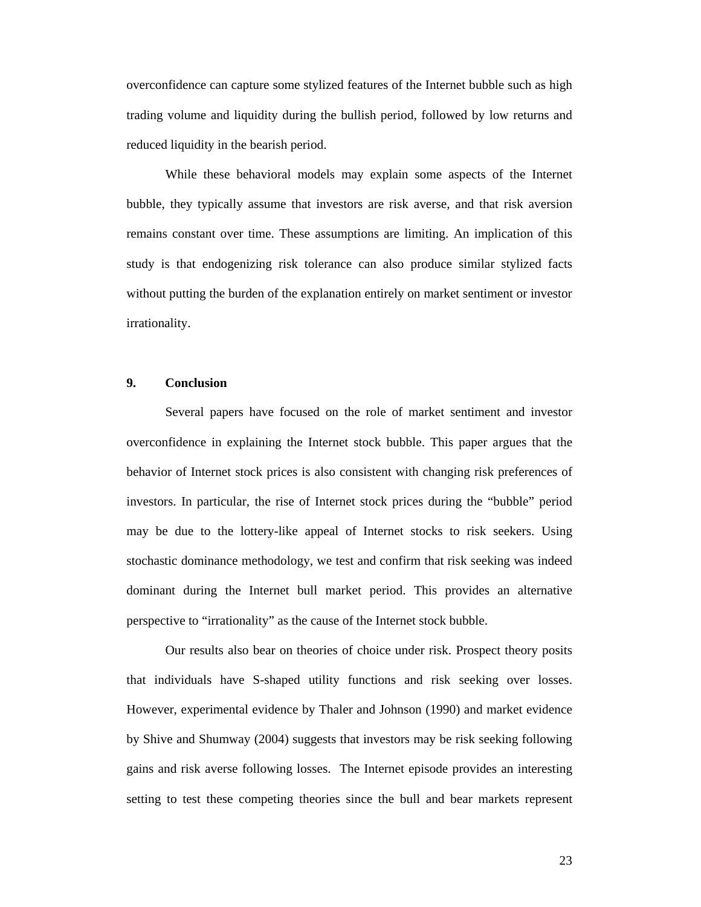overconfidence can capture some stylized features of the Internet bubble such as high trading volume and liquidity during the bullish period, followed by low returns and reduced liquidity in the bearish period.

While these behavioral models may explain some aspects of the Internet bubble, they typically assume that investors are risk averse, and that risk aversion remains constant over time. These assumptions are limiting. An implication of this study is that endogenizing risk tolerance can also produce similar stylized facts without putting the burden of the explanation entirely on market sentiment or investor irrationality.

## 9. Conclusion

Several papers have focused on the role of market sentiment and investor overconfidence in explaining the Internet stock bubble. This paper argues that the behavior of Internet stock prices is also consistent with changing risk preferences of investors. In particular, the rise of Internet stock prices during the "bubble" period may be due to the lottery-like appeal of Internet stocks to risk seekers. Using stochastic dominance methodology, we test and confirm that risk seeking was indeed dominant during the Internet bull market period. This provides an alternative perspective to "irrationality" as the cause of the Internet stock bubble.

Our results also bear on theories of choice under risk. Prospect theory posits that individuals have S-shaped utility functions and risk seeking over losses. However, experimental evidence by Thaler and Johnson (1990) and market evidence by Shive and Shumway (2004) suggests that investors may be risk seeking following gains and risk averse following losses. The Internet episode provides an interesting setting to test these competing theories since the bull and bear markets represent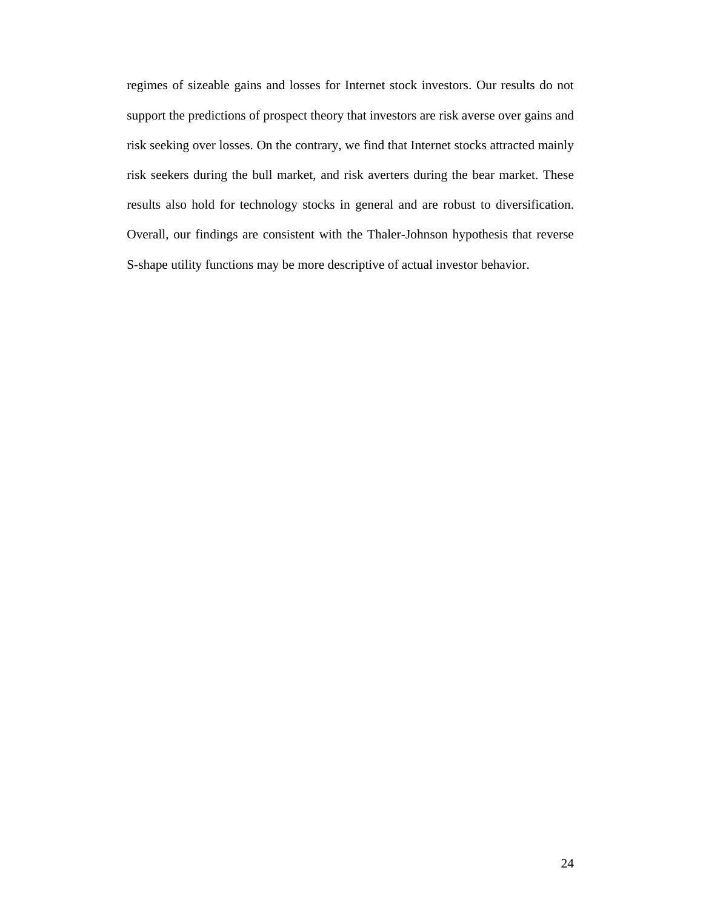regimes of sizeable gains and losses for Internet stock investors. Our results do not support the predictions of prospect theory that investors are risk averse over gains and risk seeking over losses. On the contrary, we find that Internet stocks attracted mainly risk seekers during the bull market, and risk averters during the bear market. These results also hold for technology stocks in general and are robust to diversification. Overall, our findings are consistent with the Thaler-Johnson hypothesis that reverse S-shape utility functions may be more descriptive of actual investor behavior.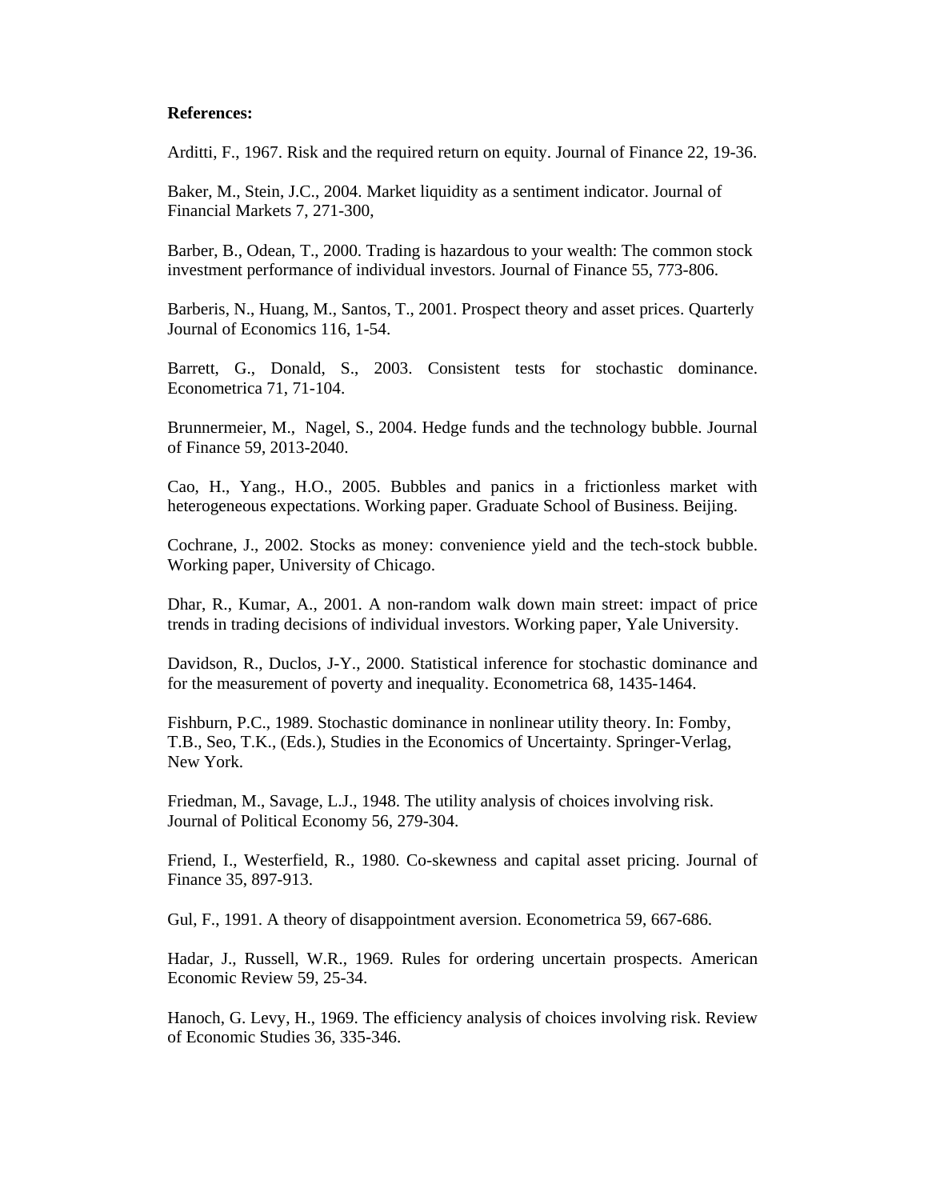**References:**

Arditti, F., 1967. Risk and the required return on equity. Journal of Finance 22, 19-36.

Baker, M., Stein, J.C., 2004. Market liquidity as a sentiment indicator. Journal of Financial Markets 7, 271-300,

Barber, B., Odean, T., 2000. Trading is hazardous to your wealth: The common stock investment performance of individual investors. Journal of Finance 55, 773-806.

Barberis, N., Huang, M., Santos, T., 2001. Prospect theory and asset prices. Quarterly Journal of Economics 116, 1-54.

Barrett, G., Donald, S., 2003. Consistent tests for stochastic dominance. Econometrica 71, 71-104.

Brunnermeier, M., Nagel, S., 2004. Hedge funds and the technology bubble. Journal of Finance 59, 2013-2040.

Cao, H., Yang., H.O., 2005. Bubbles and panics in a frictionless market with heterogeneous expectations. Working paper. Graduate School of Business. Beijing.

Cochrane, J., 2002. Stocks as money: convenience yield and the tech-stock bubble. Working paper, University of Chicago.

Dhar, R., Kumar, A., 2001. A non-random walk down main street: impact of price trends in trading decisions of individual investors. Working paper, Yale University.

Davidson, R., Duclos, J-Y., 2000. Statistical inference for stochastic dominance and for the measurement of poverty and inequality. Econometrica 68, 1435-1464.

Fishburn, P.C., 1989. Stochastic dominance in nonlinear utility theory. In: Fomby, T.B., Seo, T.K., (Eds.), Studies in the Economics of Uncertainty. Springer-Verlag, New York.

Friedman, M., Savage, L.J., 1948. The utility analysis of choices involving risk. Journal of Political Economy 56, 279-304.

Friend, I., Westerfield, R., 1980. Co-skewness and capital asset pricing. Journal of Finance 35, 897-913.

Gul, F., 1991. A theory of disappointment aversion. Econometrica 59, 667-686.

Hadar, J., Russell, W.R., 1969. Rules for ordering uncertain prospects. American Economic Review 59, 25-34.

Hanoch, G. Levy, H., 1969. The efficiency analysis of choices involving risk. Review of Economic Studies 36, 335-346.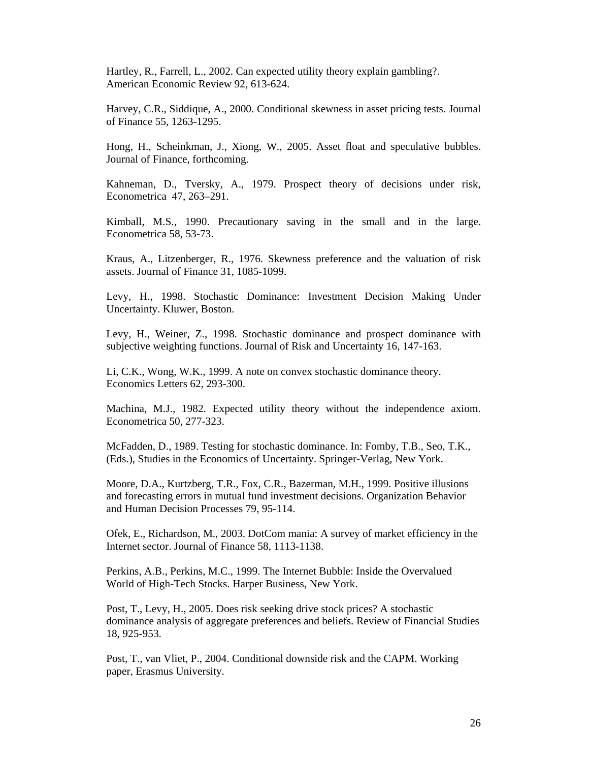Hartley, R., Farrell, L., 2002. Can expected utility theory explain gambling?. American Economic Review 92, 613-624.

Harvey, C.R., Siddique, A., 2000. Conditional skewness in asset pricing tests. Journal of Finance 55, 1263-1295.

Hong, H., Scheinkman, J., Xiong, W., 2005. Asset float and speculative bubbles. Journal of Finance, forthcoming.

Kahneman, D., Tversky, A., 1979. Prospect theory of decisions under risk, Econometrica 47, 263–291.

Kimball, M.S., 1990. Precautionary saving in the small and in the large. Econometrica 58, 53-73.

Kraus, A., Litzenberger, R., 1976. Skewness preference and the valuation of risk assets. Journal of Finance 31, 1085-1099.

Levy, H., 1998. Stochastic Dominance: Investment Decision Making Under Uncertainty. Kluwer, Boston.

Levy, H., Weiner, Z., 1998. Stochastic dominance and prospect dominance with subjective weighting functions. Journal of Risk and Uncertainty 16, 147-163.

Li, C.K., Wong, W.K., 1999. A note on convex stochastic dominance theory. Economics Letters 62, 293-300.

Machina, M.J., 1982. Expected utility theory without the independence axiom. Econometrica 50, 277-323.

McFadden, D., 1989. Testing for stochastic dominance. In: Fomby, T.B., Seo, T.K., (Eds.), Studies in the Economics of Uncertainty. Springer-Verlag, New York.

Moore, D.A., Kurtzberg, T.R., Fox, C.R., Bazerman, M.H., 1999. Positive illusions and forecasting errors in mutual fund investment decisions. Organization Behavior and Human Decision Processes 79, 95-114.

Ofek, E., Richardson, M., 2003. DotCom mania: A survey of market efficiency in the Internet sector. Journal of Finance 58, 1113-1138.

Perkins, A.B., Perkins, M.C., 1999. The Internet Bubble: Inside the Overvalued World of High-Tech Stocks. Harper Business, New York.

Post, T., Levy, H., 2005. Does risk seeking drive stock prices? A stochastic dominance analysis of aggregate preferences and beliefs. Review of Financial Studies 18, 925-953.

Post, T., van Vliet, P., 2004. Conditional downside risk and the CAPM. Working paper, Erasmus University.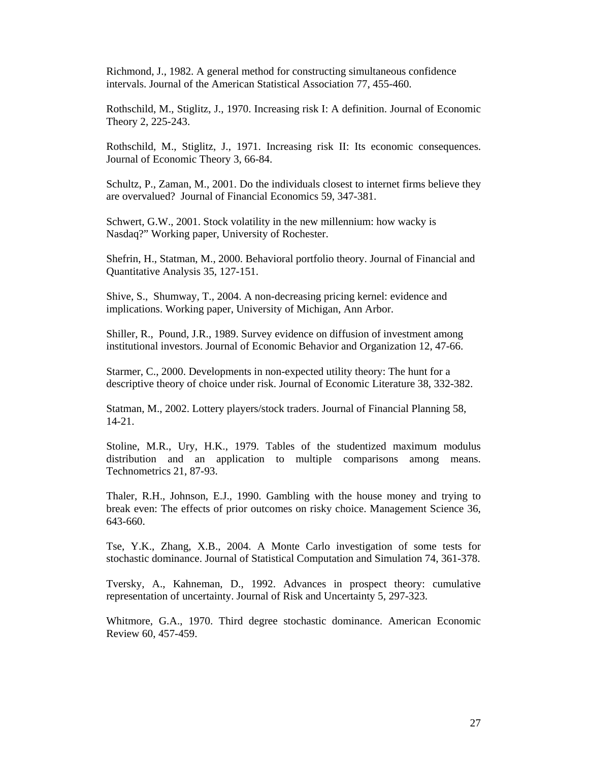Richmond, J., 1982. A general method for constructing simultaneous confidence intervals. Journal of the American Statistical Association 77, 455-460.

Rothschild, M., Stiglitz, J., 1970. Increasing risk I: A definition. Journal of Economic Theory 2, 225-243.

Rothschild, M., Stiglitz, J., 1971. Increasing risk II: Its economic consequences. Journal of Economic Theory 3, 66-84.

Schultz, P., Zaman, M., 2001. Do the individuals closest to internet firms believe they are overvalued? Journal of Financial Economics 59, 347-381.

Schwert, G.W., 2001. Stock volatility in the new millennium: how wacky is Nasdaq?" Working paper, University of Rochester.

Shefrin, H., Statman, M., 2000. Behavioral portfolio theory. Journal of Financial and Quantitative Analysis 35, 127-151.

Shive, S., Shumway, T., 2004. A non-decreasing pricing kernel: evidence and implications. Working paper, University of Michigan, Ann Arbor.

Shiller, R., Pound, J.R., 1989. Survey evidence on diffusion of investment among institutional investors. Journal of Economic Behavior and Organization 12, 47-66.

Starmer, C., 2000. Developments in non-expected utility theory: The hunt for a descriptive theory of choice under risk. Journal of Economic Literature 38, 332-382.

Statman, M., 2002. Lottery players/stock traders. Journal of Financial Planning 58, 14-21.

Stoline, M.R., Ury, H.K., 1979. Tables of the studentized maximum modulus distribution and an application to multiple comparisons among means. Technometrics 21, 87-93.

Thaler, R.H., Johnson, E.J., 1990. Gambling with the house money and trying to break even: The effects of prior outcomes on risky choice. Management Science 36, 643-660.

Tse, Y.K., Zhang, X.B., 2004. A Monte Carlo investigation of some tests for stochastic dominance. Journal of Statistical Computation and Simulation 74, 361-378.

Tversky, A., Kahneman, D., 1992. Advances in prospect theory: cumulative representation of uncertainty. Journal of Risk and Uncertainty 5, 297-323.

Whitmore, G.A., 1970. Third degree stochastic dominance. American Economic Review 60, 457-459.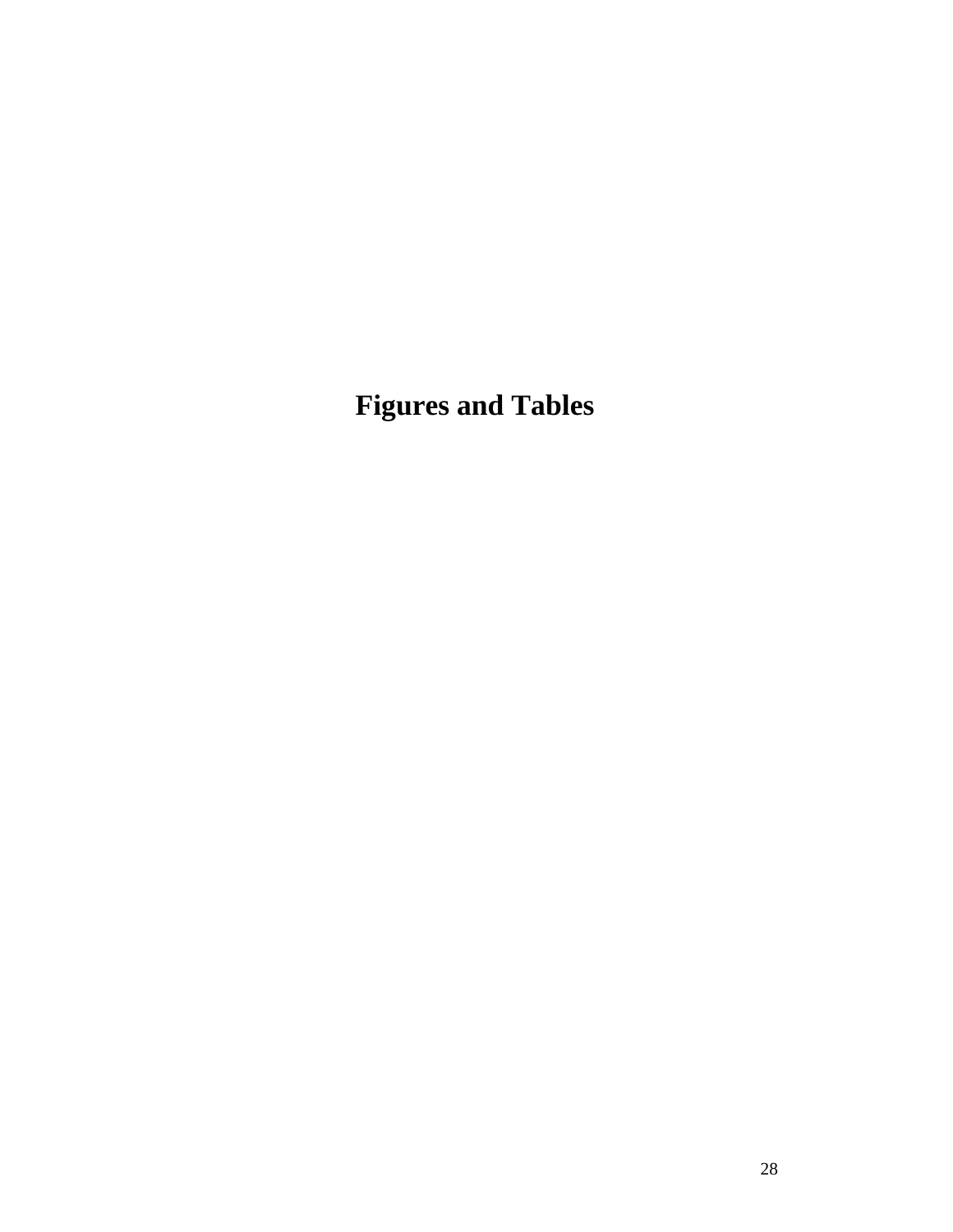# Figures and Tables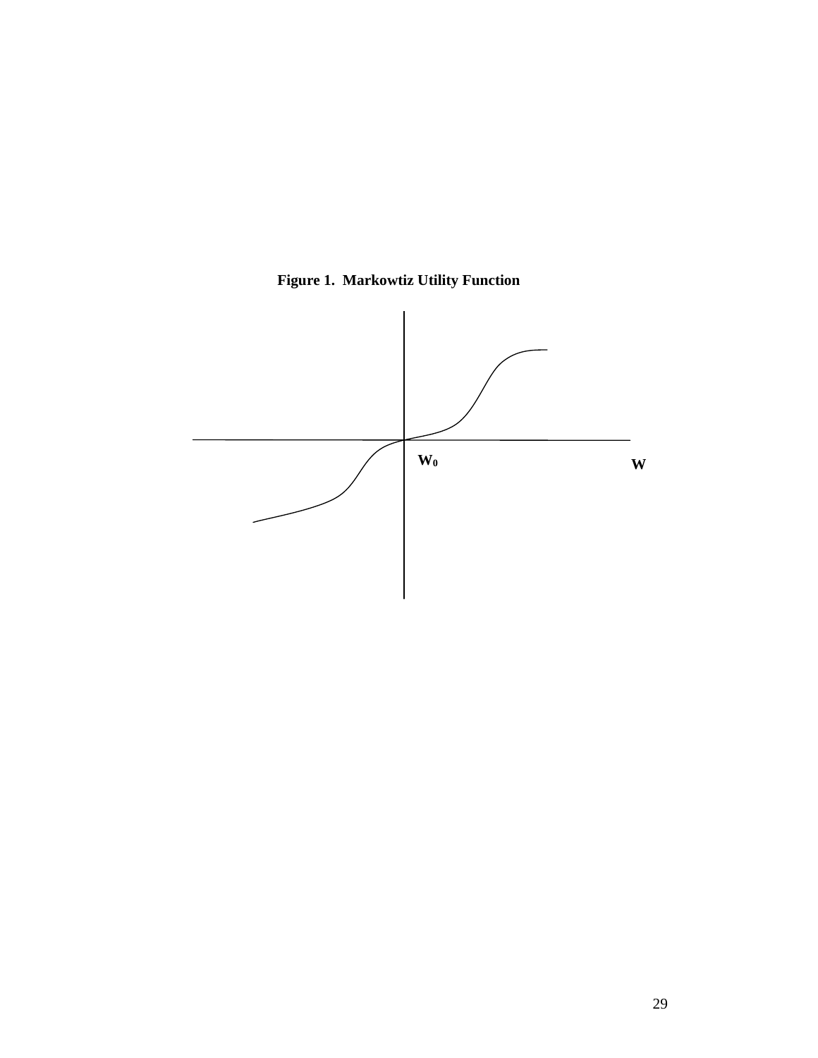**Figure 1. Markowtiz Utility Function**

$W_0$

W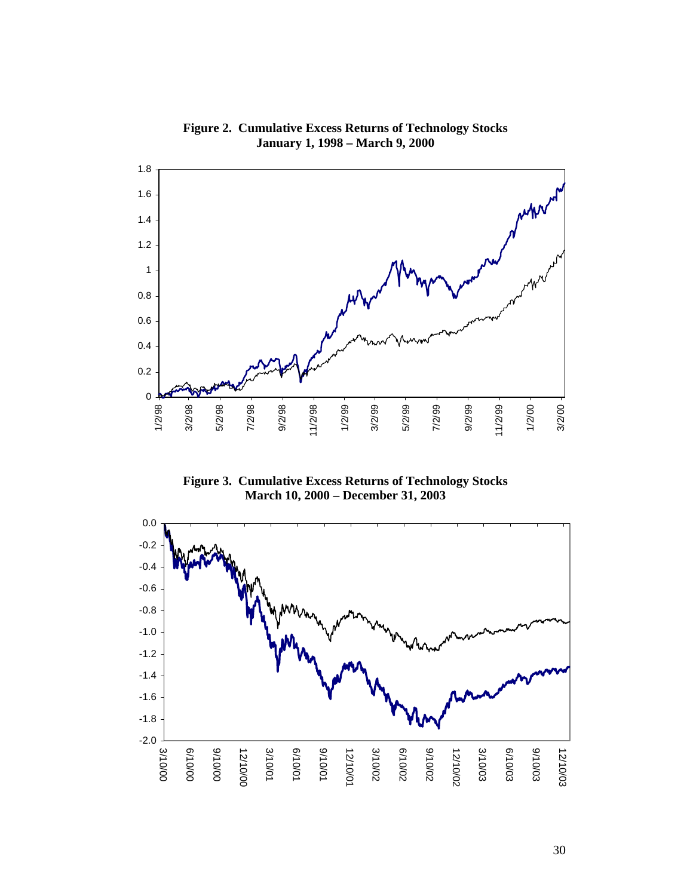**Figure 2. Cumulative Excess Returns of Technology Stocks January 1, 1998 – March 9, 2000**

**Figure 3. Cumulative Excess Returns of Technology Stocks March 10, 2000 – December 31, 2003**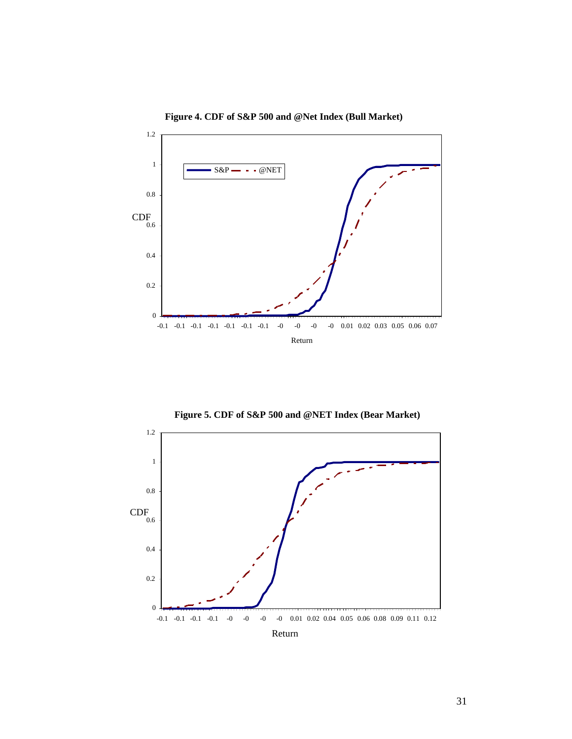**Figure 4. CDF of S&P 500 and @Net Index (Bull Market)**

**Figure 5. CDF of S&P 500 and @NET Index (Bear Market)**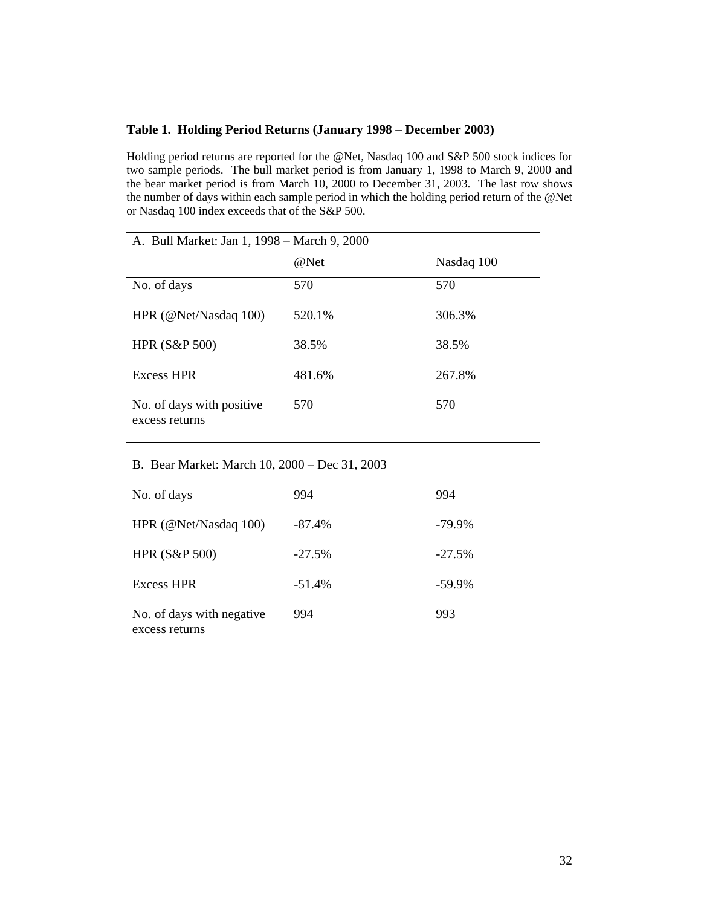**Table 1. Holding Period Returns (January 1998 – December 2003)**

Holding period returns are reported for the @Net, Nasdaq 100 and S&P 500 stock indices for two sample periods. The bull market period is from January 1, 1998 to March 9, 2000 and the bear market period is from March 10, 2000 to December 31, 2003. The last row shows the number of days within each sample period in which the holding period return of the @Net or Nasdaq 100 index exceeds that of the S&P 500.

| A. Bull Market: Jan 1, 1998 – March 9, 2000 | | |
|---|---|---|
| | @Net | Nasdaq 100 |
| No. of days | 570 | 570 |
| HPR (@Net/Nasdaq 100) | 520.1% | 306.3% |
| HPR (S&P 500) | 38.5% | 38.5% |
| Excess HPR | 481.6% | 267.8% |
| No. of days with positive excess returns | 570 | 570 |
| **B. Bear Market: March 10, 2000 – Dec 31, 2003** | | |
| No. of days | 994 | 994 |
| HPR (@Net/Nasdaq 100) | -87.4% | -79.9% |
| HPR (S&P 500) | -27.5% | -27.5% |
| Excess HPR | -51.4% | -59.9% |
| No. of days with negative excess returns | 994 | 993 |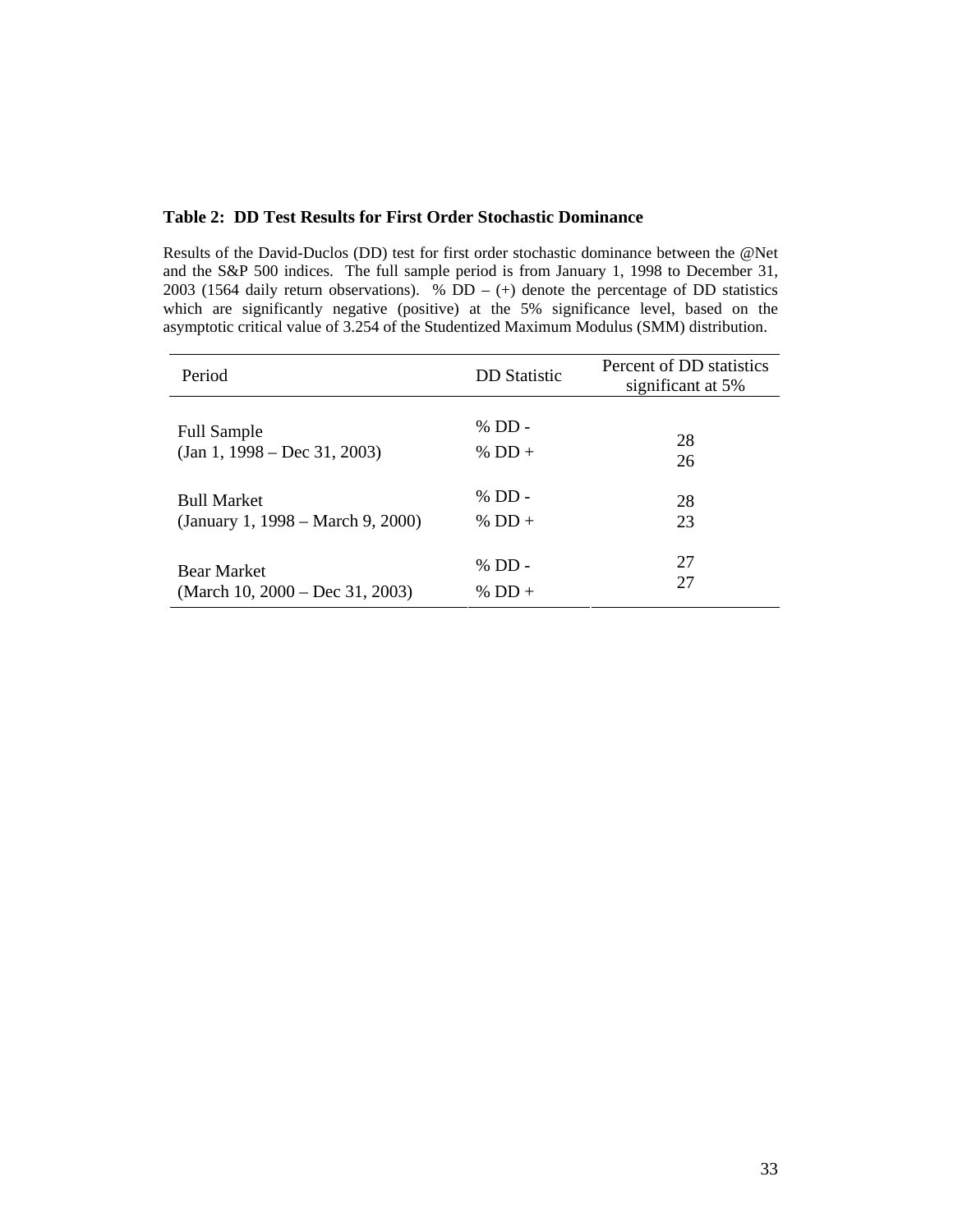**Table 2: DD Test Results for First Order Stochastic Dominance**

Results of the David-Duclos (DD) test for first order stochastic dominance between the @Net and the S&P 500 indices. The full sample period is from January 1, 1998 to December 31, 2003 (1564 daily return observations). % DD – (+) denote the percentage of DD statistics which are significantly negative (positive) at the 5% significance level, based on the asymptotic critical value of 3.254 of the Studentized Maximum Modulus (SMM) distribution.

| Period | DD Statistic | Percent of DD statistics significant at 5% |
|---|---|---|
| Full Sample (Jan 1, 1998 – Dec 31, 2003) | % DD - | 28 |
| | % DD + | 26 |
| Bull Market (January 1, 1998 – March 9, 2000) | % DD - | 28 |
| | % DD + | 23 |
| Bear Market (March 10, 2000 – Dec 31, 2003) | % DD - | 27 |
| | % DD + | 27 |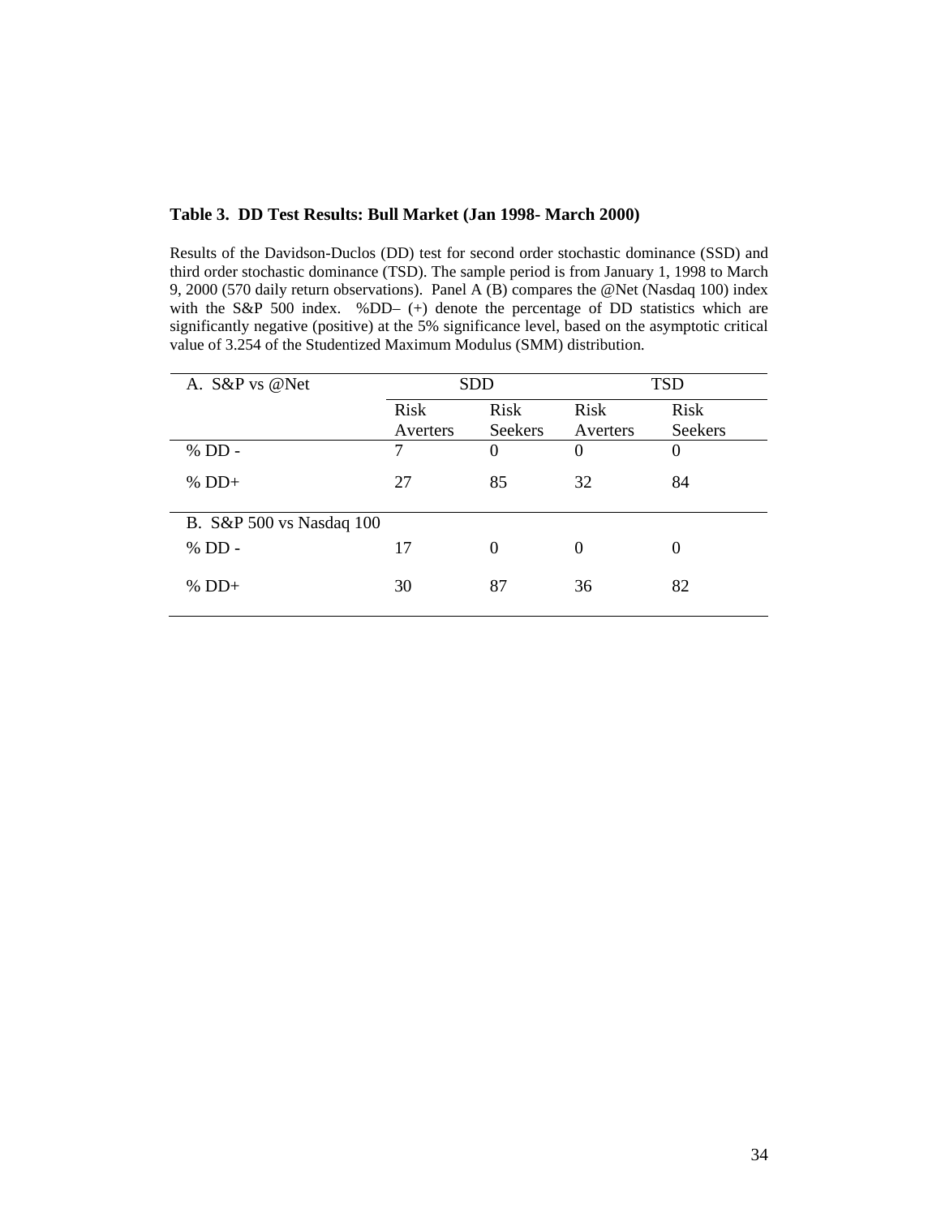**Table 3. DD Test Results: Bull Market (Jan 1998- March 2000)**

Results of the Davidson-Duclos (DD) test for second order stochastic dominance (SSD) and third order stochastic dominance (TSD). The sample period is from January 1, 1998 to March 9, 2000 (570 daily return observations). Panel A (B) compares the @Net (Nasdaq 100) index with the S&P 500 index. %DD– (+) denote the percentage of DD statistics which are significantly negative (positive) at the 5% significance level, based on the asymptotic critical value of 3.254 of the Studentized Maximum Modulus (SMM) distribution.

| A. S&P vs @Net | SDD | | TSD | |
|---|---|---|---|---|
| | Risk Averters | Risk Seekers | Risk Averters | Risk Seekers |
| % DD - | 7 | 0 | 0 | 0 |
| % DD+ | 27 | 85 | 32 | 84 |
| **B. S&P 500 vs Nasdaq 100** | | | | |
| % DD - | 17 | 0 | 0 | 0 |
| % DD+ | 30 | 87 | 36 | 82 |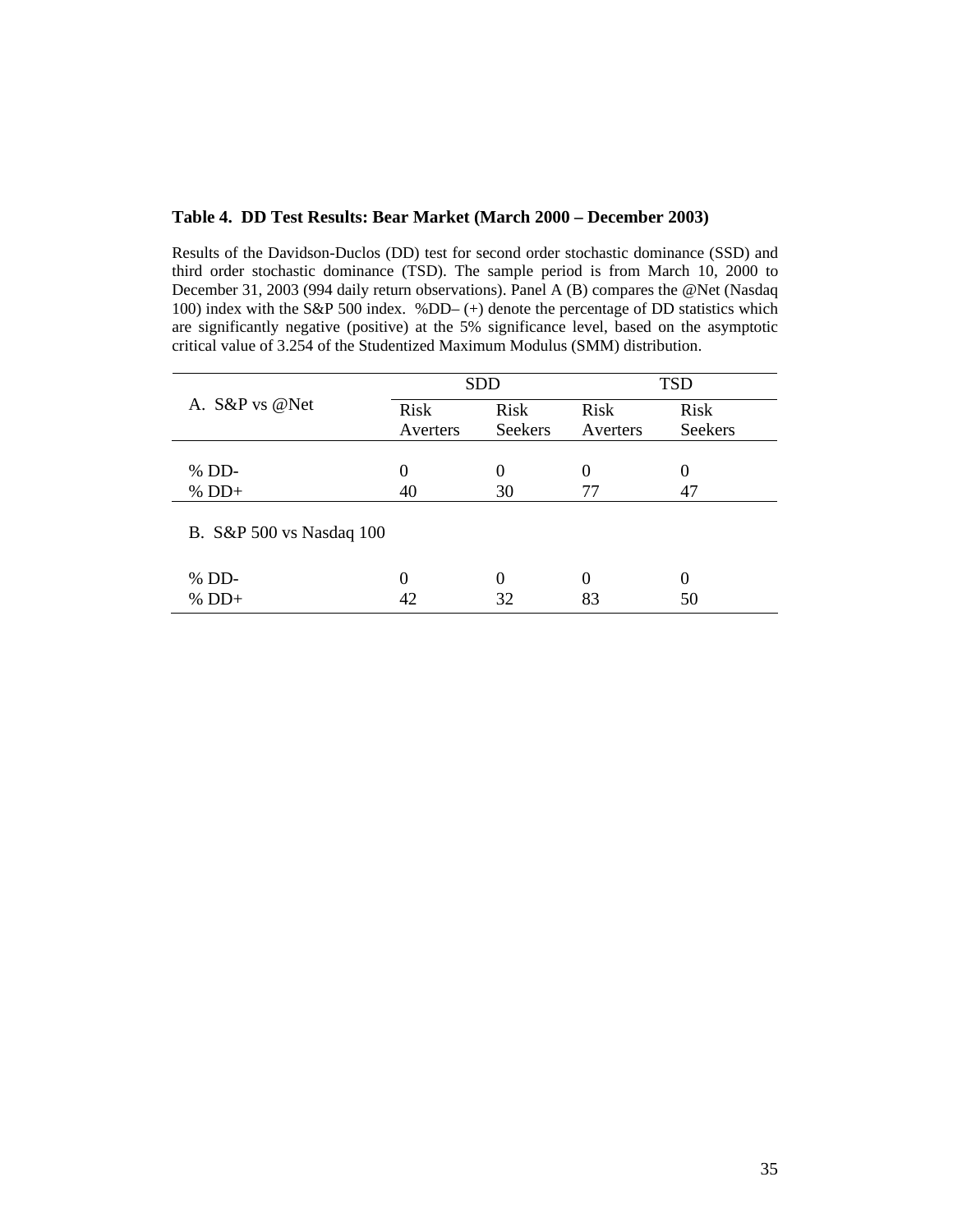**Table 4. DD Test Results: Bear Market (March 2000 – December 2003)**

Results of the Davidson-Duclos (DD) test for second order stochastic dominance (SSD) and third order stochastic dominance (TSD). The sample period is from March 10, 2000 to December 31, 2003 (994 daily return observations). Panel A (B) compares the @Net (Nasdaq 100) index with the S&P 500 index. %DD– (+) denote the percentage of DD statistics which are significantly negative (positive) at the 5% significance level, based on the asymptotic critical value of 3.254 of the Studentized Maximum Modulus (SMM) distribution.

| | SDD | | TSD | |
|---|---|---|---|---|
| A. S&P vs @Net | Risk Averters | Risk Seekers | Risk Averters | Risk Seekers |
| % DD- | 0 | 0 | 0 | 0 |
| % DD+ | 40 | 30 | 77 | 47 |
| B. S&P 500 vs Nasdaq 100 | | | | |
| % DD- | 0 | 0 | 0 | 0 |
| % DD+ | 42 | 32 | 83 | 50 |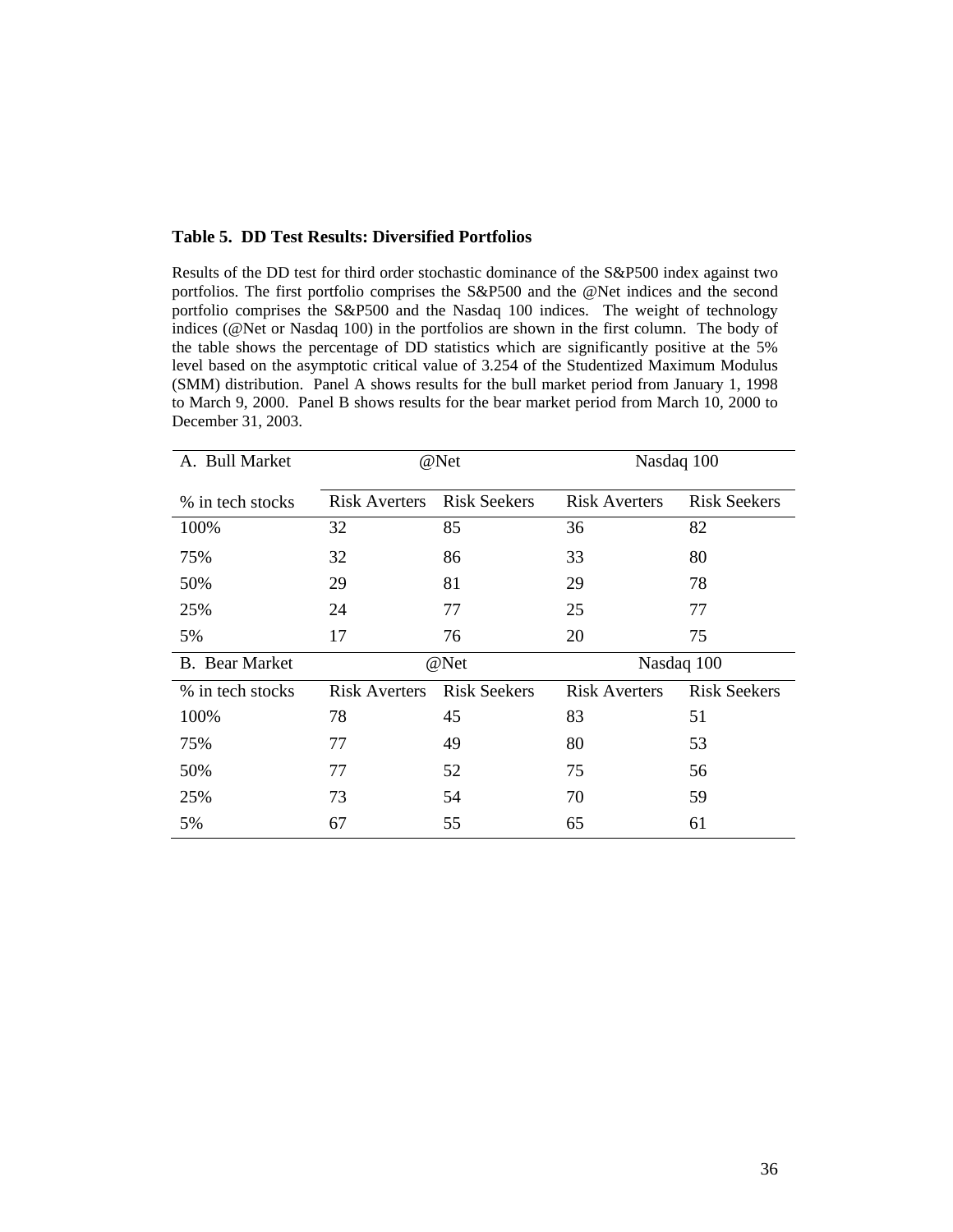**Table 5. DD Test Results: Diversified Portfolios**

Results of the DD test for third order stochastic dominance of the S&P500 index against two portfolios. The first portfolio comprises the S&P500 and the @Net indices and the second portfolio comprises the S&P500 and the Nasdaq 100 indices. The weight of technology indices (@Net or Nasdaq 100) in the portfolios are shown in the first column. The body of the table shows the percentage of DD statistics which are significantly positive at the 5% level based on the asymptotic critical value of 3.254 of the Studentized Maximum Modulus (SMM) distribution. Panel A shows results for the bull market period from January 1, 1998 to March 9, 2000. Panel B shows results for the bear market period from March 10, 2000 to December 31, 2003.

| A. Bull Market | @Net | | Nasdaq 100 | |
|---|---|---|---|---|
| % in tech stocks | Risk Averters | Risk Seekers | Risk Averters | Risk Seekers |
| 100% | 32 | 85 | 36 | 82 |
| 75% | 32 | 86 | 33 | 80 |
| 50% | 29 | 81 | 29 | 78 |
| 25% | 24 | 77 | 25 | 77 |
| 5% | 17 | 76 | 20 | 75 |
| **B. Bear Market** | **@Net** | | **Nasdaq 100** | |
| % in tech stocks | Risk Averters | Risk Seekers | Risk Averters | Risk Seekers |
| 100% | 78 | 45 | 83 | 51 |
| 75% | 77 | 49 | 80 | 53 |
| 50% | 77 | 52 | 75 | 56 |
| 25% | 73 | 54 | 70 | 59 |
| 5% | 67 | 55 | 65 | 61 |